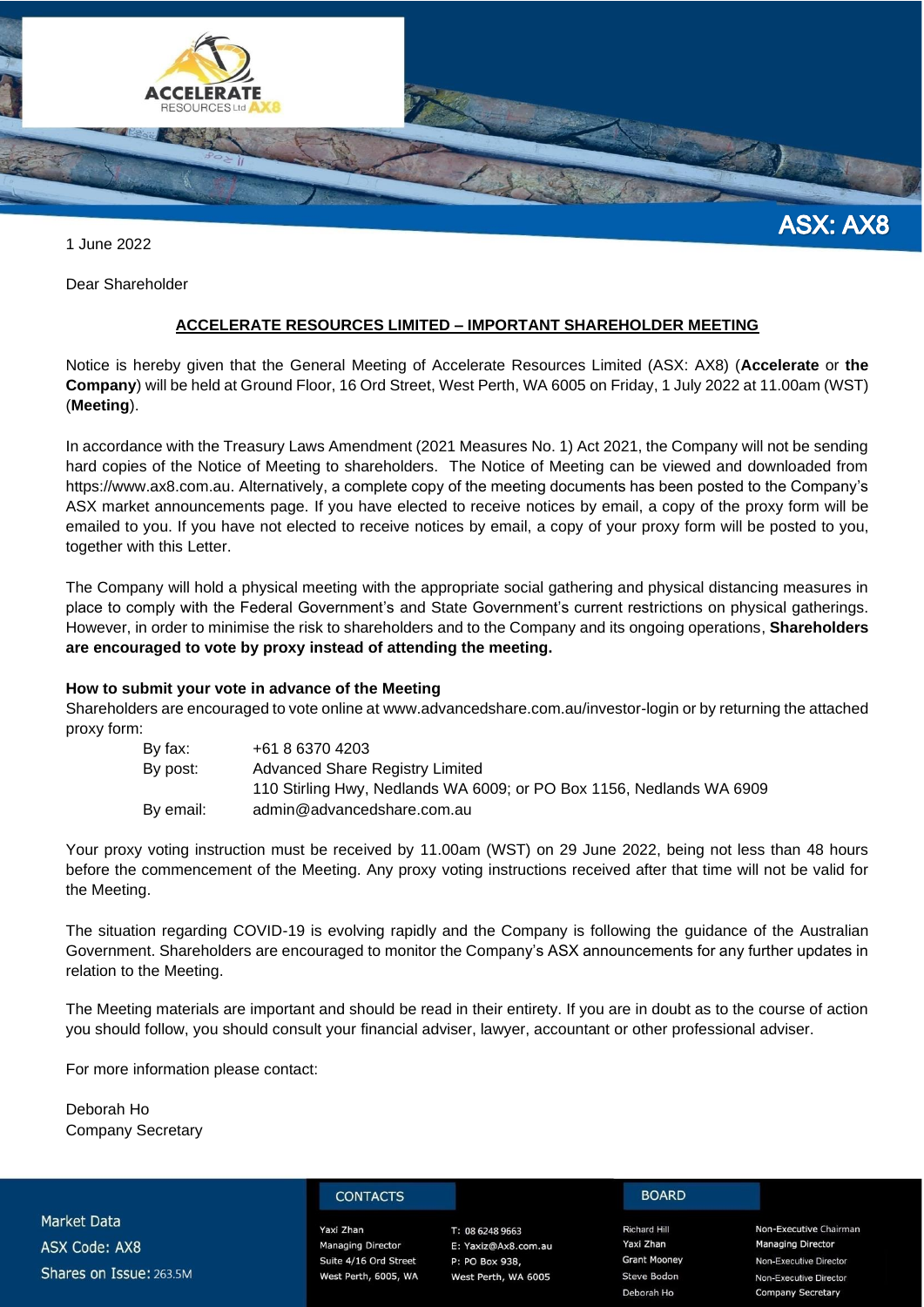ASX: AX8

1 June 2022

Dear Shareholder

**ACCELERATE RESOURCES LIMITED – IMPORTANT SHAREHOLDER MEETING**

Notice is hereby given that the General Meeting of Accelerate Resources Limited (ASX: AX8) (**Accelerate** or **the Company**) will be held at Ground Floor, 16 Ord Street, West Perth, WA 6005 on Friday, 1 July 2022 at 11.00am (WST) (**Meeting**).

In accordance with the Treasury Laws Amendment (2021 Measures No. 1) Act 2021, the Company will not be sending hard copies of the Notice of Meeting to shareholders. The Notice of Meeting can be viewed and downloaded from https://www.ax8.com.au. Alternatively, a complete copy of the meeting documents has been posted to the Company's ASX market announcements page. If you have elected to receive notices by email, a copy of the proxy form will be emailed to you. If you have not elected to receive notices by email, a copy of your proxy form will be posted to you, together with this Letter.

The Company will hold a physical meeting with the appropriate social gathering and physical distancing measures in place to comply with the Federal Government's and State Government's current restrictions on physical gatherings. However, in order to minimise the risk to shareholders and to the Company and its ongoing operations, **Shareholders are encouraged to vote by proxy instead of attending the meeting.**

**How to submit your vote in advance of the Meeting**

Shareholders are encouraged to vote online at www.advancedshare.com.au/investor-login or by returning the attached proxy form:

| | |
|---|---|
| By fax: | +61 8 6370 4203 |
| By post: | Advanced Share Registry Limited<br>110 Stirling Hwy, Nedlands WA 6009; or PO Box 1156, Nedlands WA 6909 |
| By email: | admin@advancedshare.com.au |

Your proxy voting instruction must be received by 11.00am (WST) on 29 June 2022, being not less than 48 hours before the commencement of the Meeting. Any proxy voting instructions received after that time will not be valid for the Meeting.

The situation regarding COVID-19 is evolving rapidly and the Company is following the guidance of the Australian Government. Shareholders are encouraged to monitor the Company's ASX announcements for any further updates in relation to the Meeting.

The Meeting materials are important and should be read in their entirety. If you are in doubt as to the course of action you should follow, you should consult your financial adviser, lawyer, accountant or other professional adviser.

For more information please contact:

Deborah Ho
Company Secretary

Market Data
ASX Code: AX8
Shares on Issue: 263.5M

**CONTACTS**

Yaxi Zhan
Managing Director
Suite 4/16 Ord Street
West Perth, 6005, WA

T: 08 6248 9663
E: Yaxiz@Ax8.com.au
P: PO Box 938,
West Perth, WA 6005

**BOARD**

| | |
|---|---|
| Richard Hill | Non-Executive Chairman |
| Yaxi Zhan | Managing Director |
| Grant Mooney | Non-Executive Director |
| Steve Bodon | Non-Executive Director |
| Deborah Ho | Company Secretary |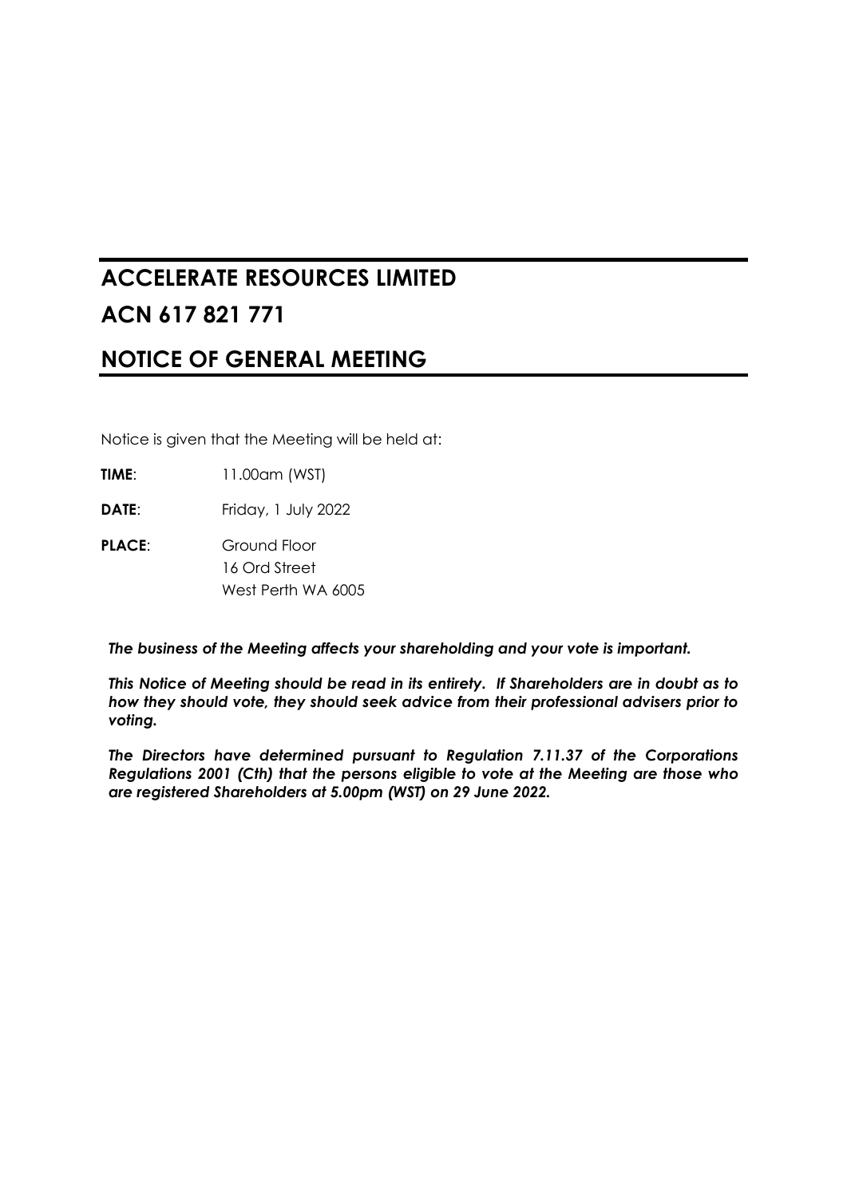# ACCELERATE RESOURCES LIMITED

# ACN 617 821 771

# NOTICE OF GENERAL MEETING

Notice is given that the Meeting will be held at:

**TIME**: 11.00am (WST)

**DATE**: Friday, 1 July 2022

**PLACE**: Ground Floor
16 Ord Street
West Perth WA 6005

***The business of the Meeting affects your shareholding and your vote is important.***

***This Notice of Meeting should be read in its entirety. If Shareholders are in doubt as to how they should vote, they should seek advice from their professional advisers prior to voting.***

***The Directors have determined pursuant to Regulation 7.11.37 of the Corporations Regulations 2001 (Cth) that the persons eligible to vote at the Meeting are those who are registered Shareholders at 5.00pm (WST) on 29 June 2022.***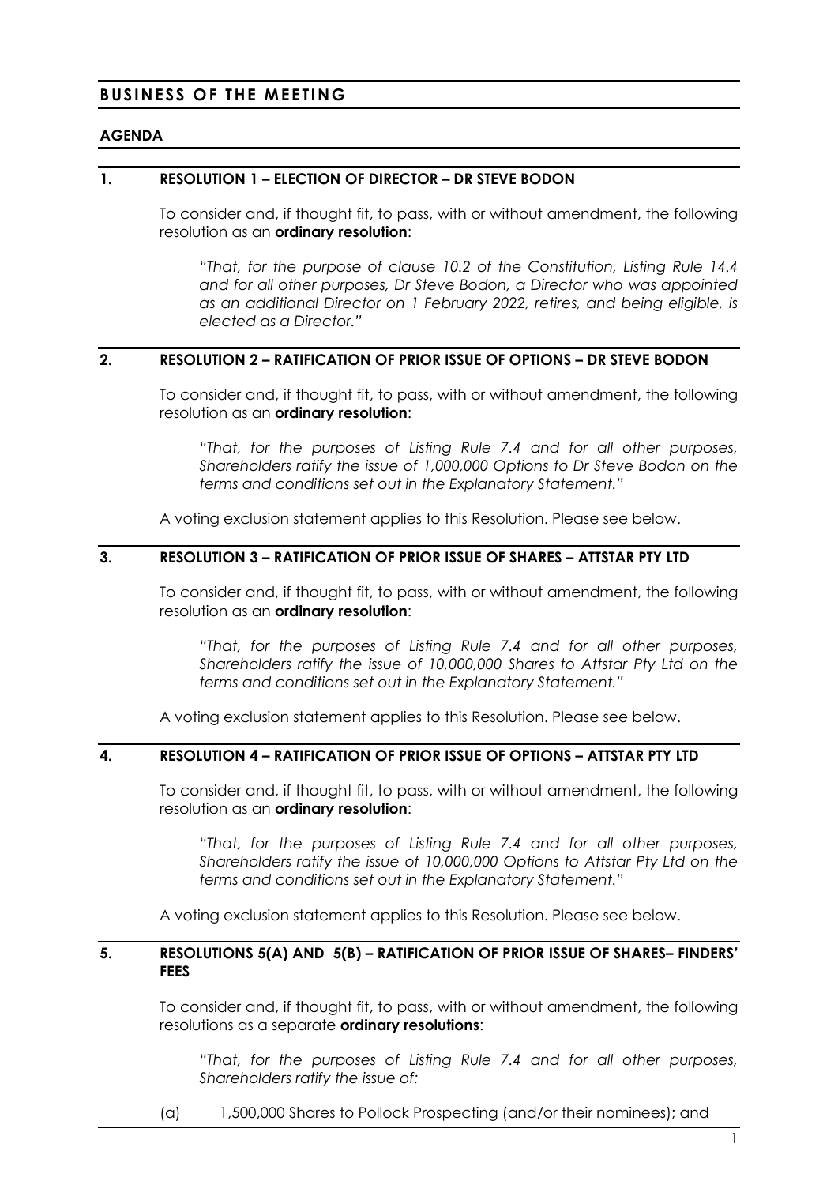# BUSINESS OF THE MEETING

## AGENDA

### 1. RESOLUTION 1 – ELECTION OF DIRECTOR – DR STEVE BODON

To consider and, if thought fit, to pass, with or without amendment, the following resolution as an **ordinary resolution**:

> *"That, for the purpose of clause 10.2 of the Constitution, Listing Rule 14.4 and for all other purposes, Dr Steve Bodon, a Director who was appointed as an additional Director on 1 February 2022, retires, and being eligible, is elected as a Director."*

### 2. RESOLUTION 2 – RATIFICATION OF PRIOR ISSUE OF OPTIONS – DR STEVE BODON

To consider and, if thought fit, to pass, with or without amendment, the following resolution as an **ordinary resolution**:

> *"That, for the purposes of Listing Rule 7.4 and for all other purposes, Shareholders ratify the issue of 1,000,000 Options to Dr Steve Bodon on the terms and conditions set out in the Explanatory Statement."*

A voting exclusion statement applies to this Resolution. Please see below.

### 3. RESOLUTION 3 – RATIFICATION OF PRIOR ISSUE OF SHARES – ATTSTAR PTY LTD

To consider and, if thought fit, to pass, with or without amendment, the following resolution as an **ordinary resolution**:

> *"That, for the purposes of Listing Rule 7.4 and for all other purposes, Shareholders ratify the issue of 10,000,000 Shares to Attstar Pty Ltd on the terms and conditions set out in the Explanatory Statement."*

A voting exclusion statement applies to this Resolution. Please see below.

### 4. RESOLUTION 4 – RATIFICATION OF PRIOR ISSUE OF OPTIONS – ATTSTAR PTY LTD

To consider and, if thought fit, to pass, with or without amendment, the following resolution as an **ordinary resolution**:

> *"That, for the purposes of Listing Rule 7.4 and for all other purposes, Shareholders ratify the issue of 10,000,000 Options to Attstar Pty Ltd on the terms and conditions set out in the Explanatory Statement."*

A voting exclusion statement applies to this Resolution. Please see below.

### 5. RESOLUTIONS 5(A) AND 5(B) – RATIFICATION OF PRIOR ISSUE OF SHARES– FINDERS' FEES

To consider and, if thought fit, to pass, with or without amendment, the following resolutions as a separate **ordinary resolutions**:

> *"That, for the purposes of Listing Rule 7.4 and for all other purposes, Shareholders ratify the issue of:*

(a) 1,500,000 Shares to Pollock Prospecting (and/or their nominees); and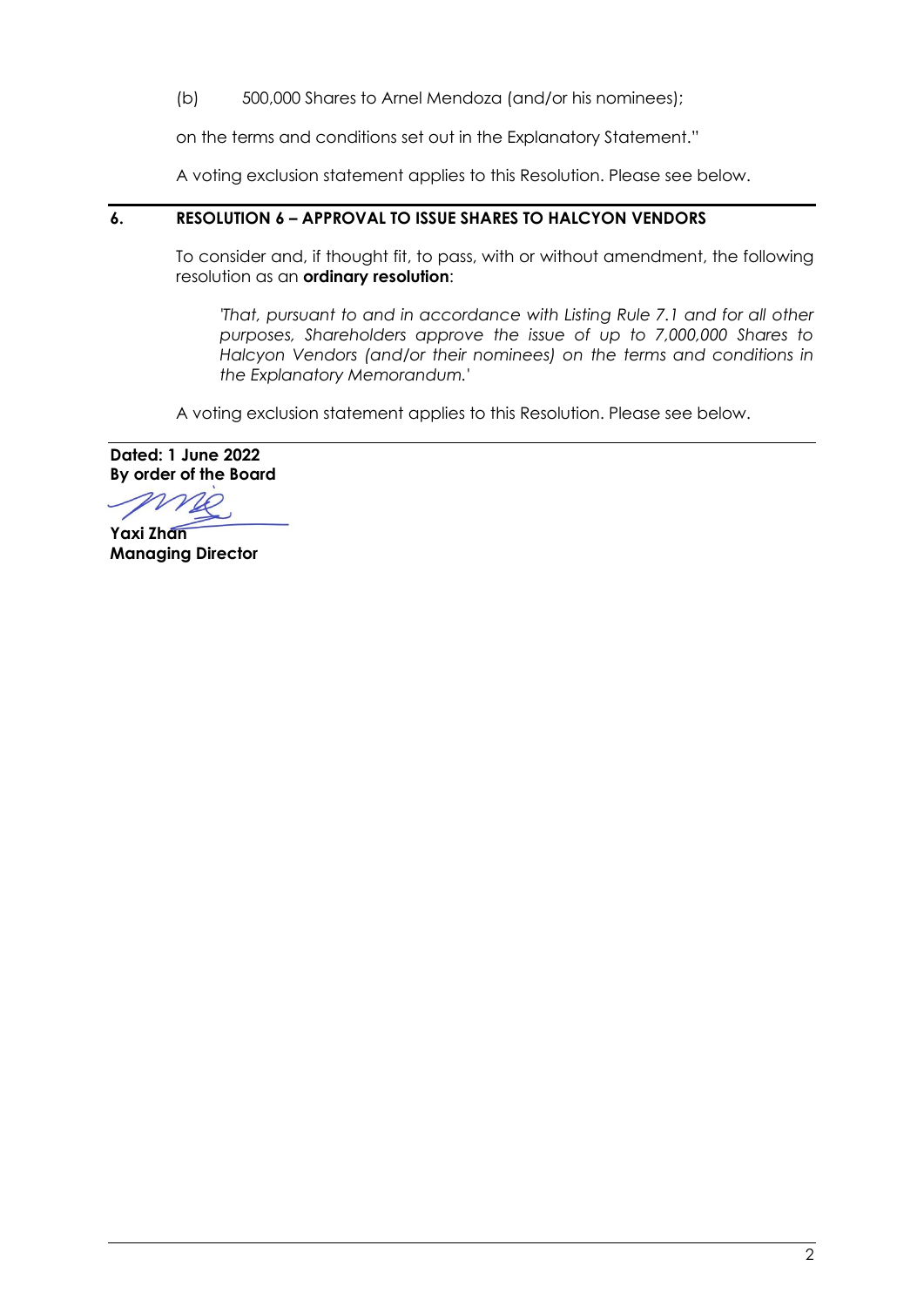(b) 500,000 Shares to Arnel Mendoza (and/or his nominees);

on the terms and conditions set out in the Explanatory Statement."

A voting exclusion statement applies to this Resolution. Please see below.

## 6. RESOLUTION 6 – APPROVAL TO ISSUE SHARES TO HALCYON VENDORS

To consider and, if thought fit, to pass, with or without amendment, the following resolution as an **ordinary resolution**:

*'That, pursuant to and in accordance with Listing Rule 7.1 and for all other purposes, Shareholders approve the issue of up to 7,000,000 Shares to Halcyon Vendors (and/or their nominees) on the terms and conditions in the Explanatory Memorandum.'*

A voting exclusion statement applies to this Resolution. Please see below.

**Dated: 1 June 2022**
**By order of the Board**

**Yaxi Zhan**
**Managing Director**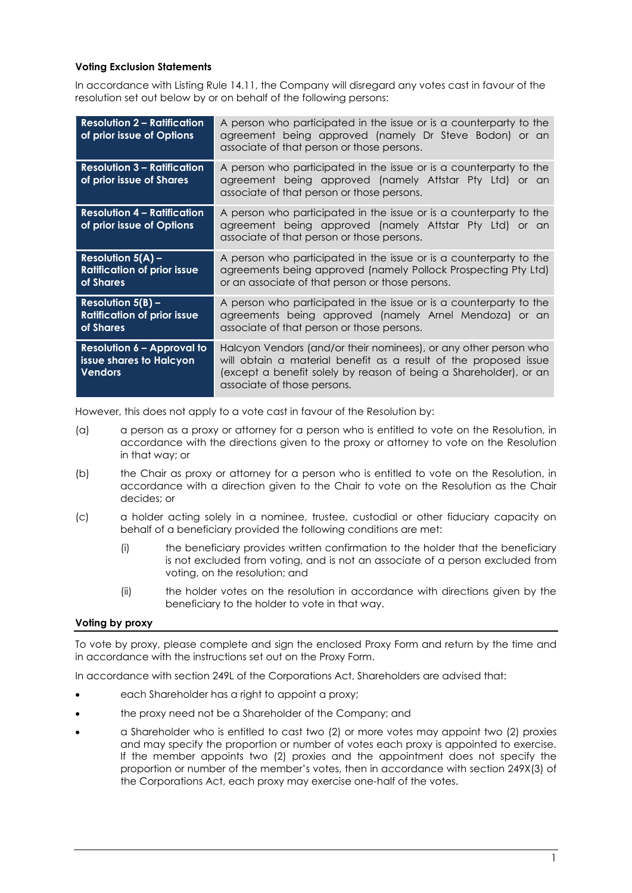**Voting Exclusion Statements**

In accordance with Listing Rule 14.11, the Company will disregard any votes cast in favour of the resolution set out below by or on behalf of the following persons:

| Resolution | Excluded persons |
|---|---|
| **Resolution 2 – Ratification of prior issue of Options** | A person who participated in the issue or is a counterparty to the agreement being approved (namely Dr Steve Bodon) or an associate of that person or those persons. |
| **Resolution 3 – Ratification of prior issue of Shares** | A person who participated in the issue or is a counterparty to the agreement being approved (namely Attstar Pty Ltd) or an associate of that person or those persons. |
| **Resolution 4 – Ratification of prior issue of Options** | A person who participated in the issue or is a counterparty to the agreement being approved (namely Attstar Pty Ltd) or an associate of that person or those persons. |
| **Resolution 5(A) – Ratification of prior issue of Shares** | A person who participated in the issue or is a counterparty to the agreements being approved (namely Pollock Prospecting Pty Ltd) or an associate of that person or those persons. |
| **Resolution 5(B) – Ratification of prior issue of Shares** | A person who participated in the issue or is a counterparty to the agreements being approved (namely Arnel Mendoza) or an associate of that person or those persons. |
| **Resolution 6 – Approval to issue shares to Halcyon Vendors** | Halcyon Vendors (and/or their nominees), or any other person who will obtain a material benefit as a result of the proposed issue (except a benefit solely by reason of being a Shareholder), or an associate of those persons. |

However, this does not apply to a vote cast in favour of the Resolution by:

(a) a person as a proxy or attorney for a person who is entitled to vote on the Resolution, in accordance with the directions given to the proxy or attorney to vote on the Resolution in that way; or

(b) the Chair as proxy or attorney for a person who is entitled to vote on the Resolution, in accordance with a direction given to the Chair to vote on the Resolution as the Chair decides; or

(c) a holder acting solely in a nominee, trustee, custodial or other fiduciary capacity on behalf of a beneficiary provided the following conditions are met:

   (i) the beneficiary provides written confirmation to the holder that the beneficiary is not excluded from voting, and is not an associate of a person excluded from voting, on the resolution; and

   (ii) the holder votes on the resolution in accordance with directions given by the beneficiary to the holder to vote in that way.

**Voting by proxy**

To vote by proxy, please complete and sign the enclosed Proxy Form and return by the time and in accordance with the instructions set out on the Proxy Form.

In accordance with section 249L of the Corporations Act, Shareholders are advised that:

- each Shareholder has a right to appoint a proxy;
- the proxy need not be a Shareholder of the Company; and
- a Shareholder who is entitled to cast two (2) or more votes may appoint two (2) proxies and may specify the proportion or number of votes each proxy is appointed to exercise. If the member appoints two (2) proxies and the appointment does not specify the proportion or number of the member's votes, then in accordance with section 249X(3) of the Corporations Act, each proxy may exercise one-half of the votes.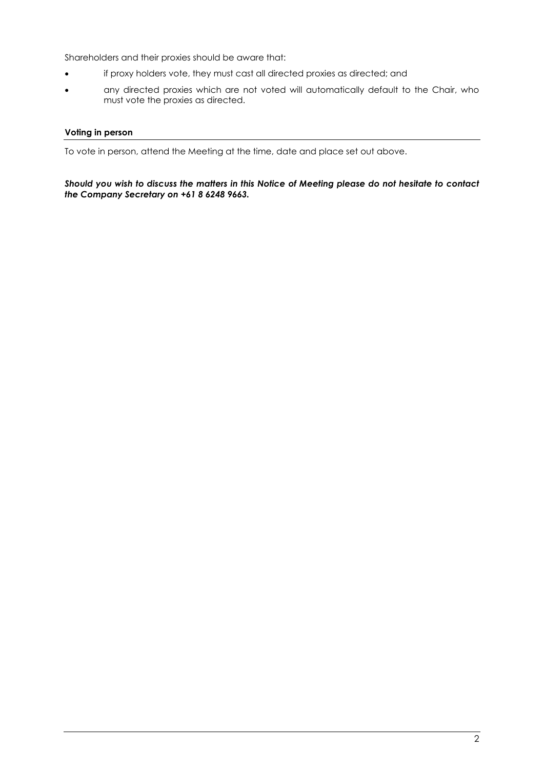Shareholders and their proxies should be aware that:

- if proxy holders vote, they must cast all directed proxies as directed; and
- any directed proxies which are not voted will automatically default to the Chair, who must vote the proxies as directed.

**Voting in person**

To vote in person, attend the Meeting at the time, date and place set out above.

***Should you wish to discuss the matters in this Notice of Meeting please do not hesitate to contact the Company Secretary on +61 8 6248 9663.***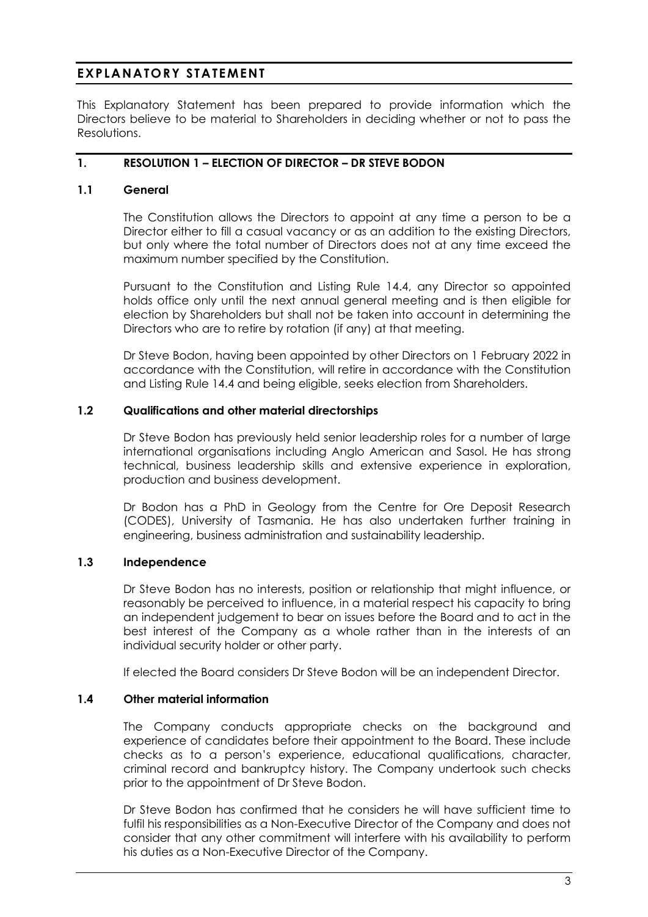# EXPLANATORY STATEMENT

This Explanatory Statement has been prepared to provide information which the Directors believe to be material to Shareholders in deciding whether or not to pass the Resolutions.

## 1. RESOLUTION 1 – ELECTION OF DIRECTOR – DR STEVE BODON

### 1.1 General

The Constitution allows the Directors to appoint at any time a person to be a Director either to fill a casual vacancy or as an addition to the existing Directors, but only where the total number of Directors does not at any time exceed the maximum number specified by the Constitution.

Pursuant to the Constitution and Listing Rule 14.4, any Director so appointed holds office only until the next annual general meeting and is then eligible for election by Shareholders but shall not be taken into account in determining the Directors who are to retire by rotation (if any) at that meeting.

Dr Steve Bodon, having been appointed by other Directors on 1 February 2022 in accordance with the Constitution, will retire in accordance with the Constitution and Listing Rule 14.4 and being eligible, seeks election from Shareholders.

### 1.2 Qualifications and other material directorships

Dr Steve Bodon has previously held senior leadership roles for a number of large international organisations including Anglo American and Sasol. He has strong technical, business leadership skills and extensive experience in exploration, production and business development.

Dr Bodon has a PhD in Geology from the Centre for Ore Deposit Research (CODES), University of Tasmania. He has also undertaken further training in engineering, business administration and sustainability leadership.

### 1.3 Independence

Dr Steve Bodon has no interests, position or relationship that might influence, or reasonably be perceived to influence, in a material respect his capacity to bring an independent judgement to bear on issues before the Board and to act in the best interest of the Company as a whole rather than in the interests of an individual security holder or other party.

If elected the Board considers Dr Steve Bodon will be an independent Director.

### 1.4 Other material information

The Company conducts appropriate checks on the background and experience of candidates before their appointment to the Board. These include checks as to a person's experience, educational qualifications, character, criminal record and bankruptcy history. The Company undertook such checks prior to the appointment of Dr Steve Bodon.

Dr Steve Bodon has confirmed that he considers he will have sufficient time to fulfil his responsibilities as a Non-Executive Director of the Company and does not consider that any other commitment will interfere with his availability to perform his duties as a Non-Executive Director of the Company.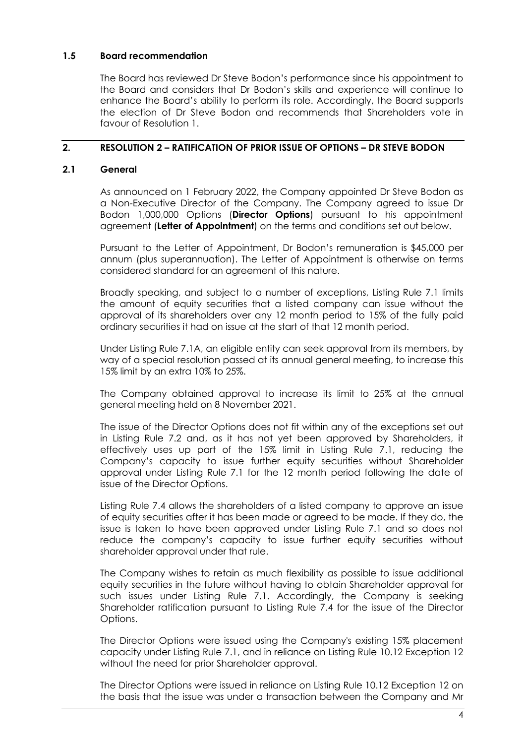### 1.5 Board recommendation

The Board has reviewed Dr Steve Bodon's performance since his appointment to the Board and considers that Dr Bodon's skills and experience will continue to enhance the Board's ability to perform its role. Accordingly, the Board supports the election of Dr Steve Bodon and recommends that Shareholders vote in favour of Resolution 1.

## 2. RESOLUTION 2 – RATIFICATION OF PRIOR ISSUE OF OPTIONS – DR STEVE BODON

### 2.1 General

As announced on 1 February 2022, the Company appointed Dr Steve Bodon as a Non-Executive Director of the Company. The Company agreed to issue Dr Bodon 1,000,000 Options (**Director Options**) pursuant to his appointment agreement (**Letter of Appointment**) on the terms and conditions set out below.

Pursuant to the Letter of Appointment, Dr Bodon's remuneration is $45,000 per annum (plus superannuation). The Letter of Appointment is otherwise on terms considered standard for an agreement of this nature.

Broadly speaking, and subject to a number of exceptions, Listing Rule 7.1 limits the amount of equity securities that a listed company can issue without the approval of its shareholders over any 12 month period to 15% of the fully paid ordinary securities it had on issue at the start of that 12 month period.

Under Listing Rule 7.1A, an eligible entity can seek approval from its members, by way of a special resolution passed at its annual general meeting, to increase this 15% limit by an extra 10% to 25%.

The Company obtained approval to increase its limit to 25% at the annual general meeting held on 8 November 2021.

The issue of the Director Options does not fit within any of the exceptions set out in Listing Rule 7.2 and, as it has not yet been approved by Shareholders, it effectively uses up part of the 15% limit in Listing Rule 7.1, reducing the Company's capacity to issue further equity securities without Shareholder approval under Listing Rule 7.1 for the 12 month period following the date of issue of the Director Options.

Listing Rule 7.4 allows the shareholders of a listed company to approve an issue of equity securities after it has been made or agreed to be made. If they do, the issue is taken to have been approved under Listing Rule 7.1 and so does not reduce the company's capacity to issue further equity securities without shareholder approval under that rule.

The Company wishes to retain as much flexibility as possible to issue additional equity securities in the future without having to obtain Shareholder approval for such issues under Listing Rule 7.1. Accordingly, the Company is seeking Shareholder ratification pursuant to Listing Rule 7.4 for the issue of the Director Options.

The Director Options were issued using the Company's existing 15% placement capacity under Listing Rule 7.1, and in reliance on Listing Rule 10.12 Exception 12 without the need for prior Shareholder approval.

The Director Options were issued in reliance on Listing Rule 10.12 Exception 12 on the basis that the issue was under a transaction between the Company and Mr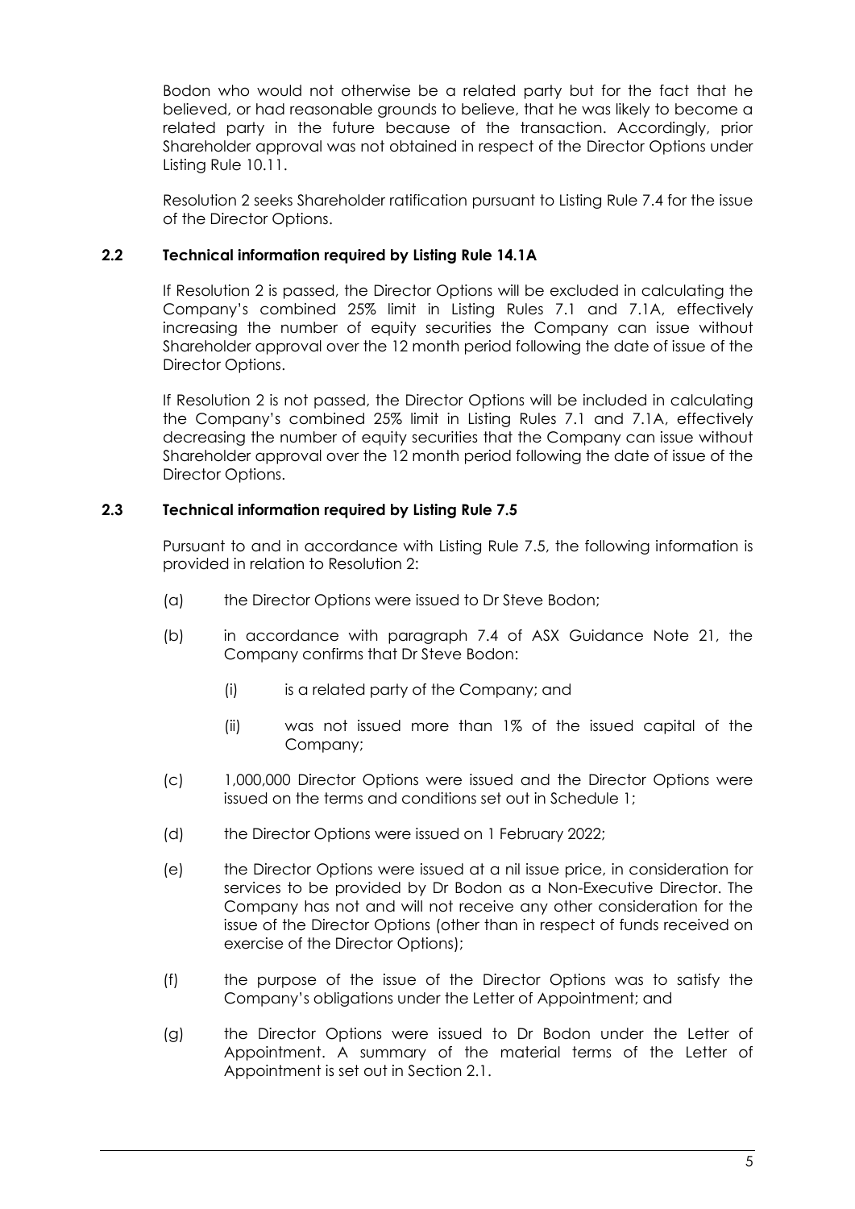Bodon who would not otherwise be a related party but for the fact that he believed, or had reasonable grounds to believe, that he was likely to become a related party in the future because of the transaction. Accordingly, prior Shareholder approval was not obtained in respect of the Director Options under Listing Rule 10.11.

Resolution 2 seeks Shareholder ratification pursuant to Listing Rule 7.4 for the issue of the Director Options.

### 2.2 Technical information required by Listing Rule 14.1A

If Resolution 2 is passed, the Director Options will be excluded in calculating the Company's combined 25% limit in Listing Rules 7.1 and 7.1A, effectively increasing the number of equity securities the Company can issue without Shareholder approval over the 12 month period following the date of issue of the Director Options.

If Resolution 2 is not passed, the Director Options will be included in calculating the Company's combined 25% limit in Listing Rules 7.1 and 7.1A, effectively decreasing the number of equity securities that the Company can issue without Shareholder approval over the 12 month period following the date of issue of the Director Options.

### 2.3 Technical information required by Listing Rule 7.5

Pursuant to and in accordance with Listing Rule 7.5, the following information is provided in relation to Resolution 2:

(a) the Director Options were issued to Dr Steve Bodon;

(b) in accordance with paragraph 7.4 of ASX Guidance Note 21, the Company confirms that Dr Steve Bodon:

  (i) is a related party of the Company; and

  (ii) was not issued more than 1% of the issued capital of the Company;

(c) 1,000,000 Director Options were issued and the Director Options were issued on the terms and conditions set out in Schedule 1;

(d) the Director Options were issued on 1 February 2022;

(e) the Director Options were issued at a nil issue price, in consideration for services to be provided by Dr Bodon as a Non-Executive Director. The Company has not and will not receive any other consideration for the issue of the Director Options (other than in respect of funds received on exercise of the Director Options);

(f) the purpose of the issue of the Director Options was to satisfy the Company's obligations under the Letter of Appointment; and

(g) the Director Options were issued to Dr Bodon under the Letter of Appointment. A summary of the material terms of the Letter of Appointment is set out in Section 2.1.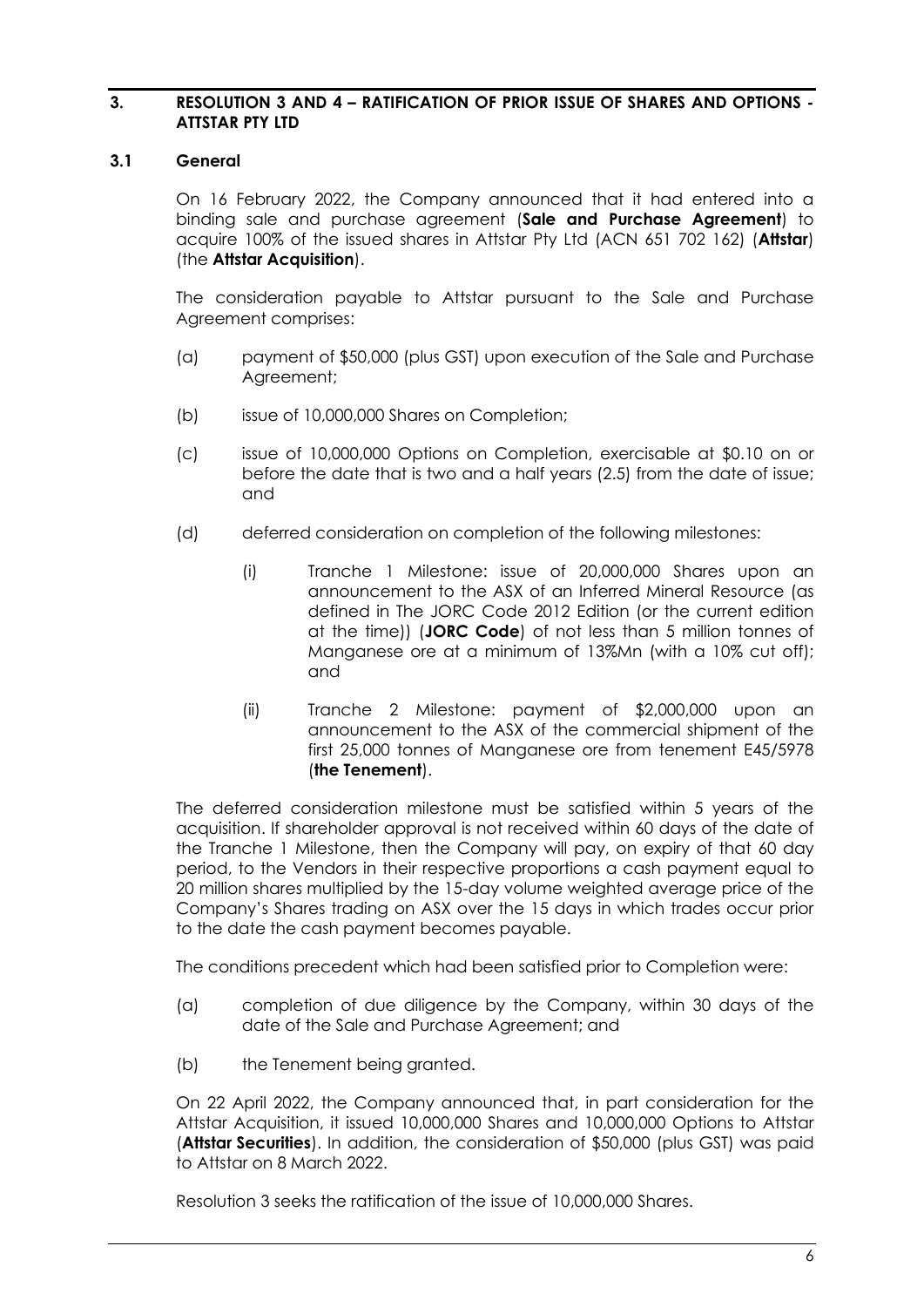## 3. RESOLUTION 3 AND 4 – RATIFICATION OF PRIOR ISSUE OF SHARES AND OPTIONS - ATTSTAR PTY LTD

### 3.1 General

On 16 February 2022, the Company announced that it had entered into a binding sale and purchase agreement (**Sale and Purchase Agreement**) to acquire 100% of the issued shares in Attstar Pty Ltd (ACN 651 702 162) (**Attstar**) (the **Attstar Acquisition**).

The consideration payable to Attstar pursuant to the Sale and Purchase Agreement comprises:

(a) payment of $50,000 (plus GST) upon execution of the Sale and Purchase Agreement;

(b) issue of 10,000,000 Shares on Completion;

(c) issue of 10,000,000 Options on Completion, exercisable at $0.10 on or before the date that is two and a half years (2.5) from the date of issue; and

(d) deferred consideration on completion of the following milestones:

  (i) Tranche 1 Milestone: issue of 20,000,000 Shares upon an announcement to the ASX of an Inferred Mineral Resource (as defined in The JORC Code 2012 Edition (or the current edition at the time)) (**JORC Code**) of not less than 5 million tonnes of Manganese ore at a minimum of 13%Mn (with a 10% cut off); and

  (ii) Tranche 2 Milestone: payment of $2,000,000 upon an announcement to the ASX of the commercial shipment of the first 25,000 tonnes of Manganese ore from tenement E45/5978 (**the Tenement**).

The deferred consideration milestone must be satisfied within 5 years of the acquisition. If shareholder approval is not received within 60 days of the date of the Tranche 1 Milestone, then the Company will pay, on expiry of that 60 day period, to the Vendors in their respective proportions a cash payment equal to 20 million shares multiplied by the 15-day volume weighted average price of the Company's Shares trading on ASX over the 15 days in which trades occur prior to the date the cash payment becomes payable.

The conditions precedent which had been satisfied prior to Completion were:

(a) completion of due diligence by the Company, within 30 days of the date of the Sale and Purchase Agreement; and

(b) the Tenement being granted.

On 22 April 2022, the Company announced that, in part consideration for the Attstar Acquisition, it issued 10,000,000 Shares and 10,000,000 Options to Attstar (**Attstar Securities**). In addition, the consideration of $50,000 (plus GST) was paid to Attstar on 8 March 2022.

Resolution 3 seeks the ratification of the issue of 10,000,000 Shares.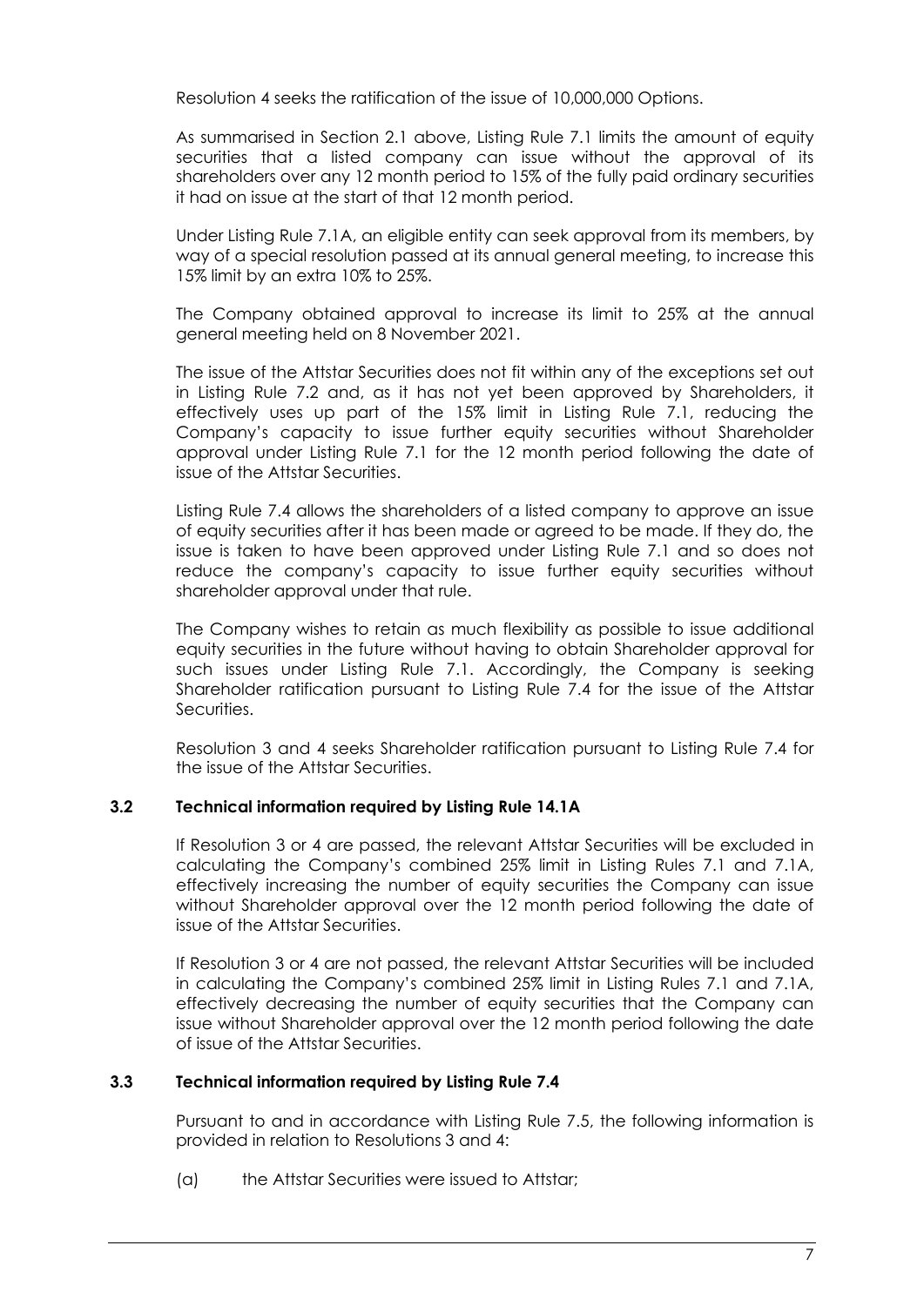Resolution 4 seeks the ratification of the issue of 10,000,000 Options.

As summarised in Section 2.1 above, Listing Rule 7.1 limits the amount of equity securities that a listed company can issue without the approval of its shareholders over any 12 month period to 15% of the fully paid ordinary securities it had on issue at the start of that 12 month period.

Under Listing Rule 7.1A, an eligible entity can seek approval from its members, by way of a special resolution passed at its annual general meeting, to increase this 15% limit by an extra 10% to 25%.

The Company obtained approval to increase its limit to 25% at the annual general meeting held on 8 November 2021.

The issue of the Attstar Securities does not fit within any of the exceptions set out in Listing Rule 7.2 and, as it has not yet been approved by Shareholders, it effectively uses up part of the 15% limit in Listing Rule 7.1, reducing the Company's capacity to issue further equity securities without Shareholder approval under Listing Rule 7.1 for the 12 month period following the date of issue of the Attstar Securities.

Listing Rule 7.4 allows the shareholders of a listed company to approve an issue of equity securities after it has been made or agreed to be made. If they do, the issue is taken to have been approved under Listing Rule 7.1 and so does not reduce the company's capacity to issue further equity securities without shareholder approval under that rule.

The Company wishes to retain as much flexibility as possible to issue additional equity securities in the future without having to obtain Shareholder approval for such issues under Listing Rule 7.1. Accordingly, the Company is seeking Shareholder ratification pursuant to Listing Rule 7.4 for the issue of the Attstar Securities.

Resolution 3 and 4 seeks Shareholder ratification pursuant to Listing Rule 7.4 for the issue of the Attstar Securities.

### 3.2 Technical information required by Listing Rule 14.1A

If Resolution 3 or 4 are passed, the relevant Attstar Securities will be excluded in calculating the Company's combined 25% limit in Listing Rules 7.1 and 7.1A, effectively increasing the number of equity securities the Company can issue without Shareholder approval over the 12 month period following the date of issue of the Attstar Securities.

If Resolution 3 or 4 are not passed, the relevant Attstar Securities will be included in calculating the Company's combined 25% limit in Listing Rules 7.1 and 7.1A, effectively decreasing the number of equity securities that the Company can issue without Shareholder approval over the 12 month period following the date of issue of the Attstar Securities.

### 3.3 Technical information required by Listing Rule 7.4

Pursuant to and in accordance with Listing Rule 7.5, the following information is provided in relation to Resolutions 3 and 4:

(a) the Attstar Securities were issued to Attstar;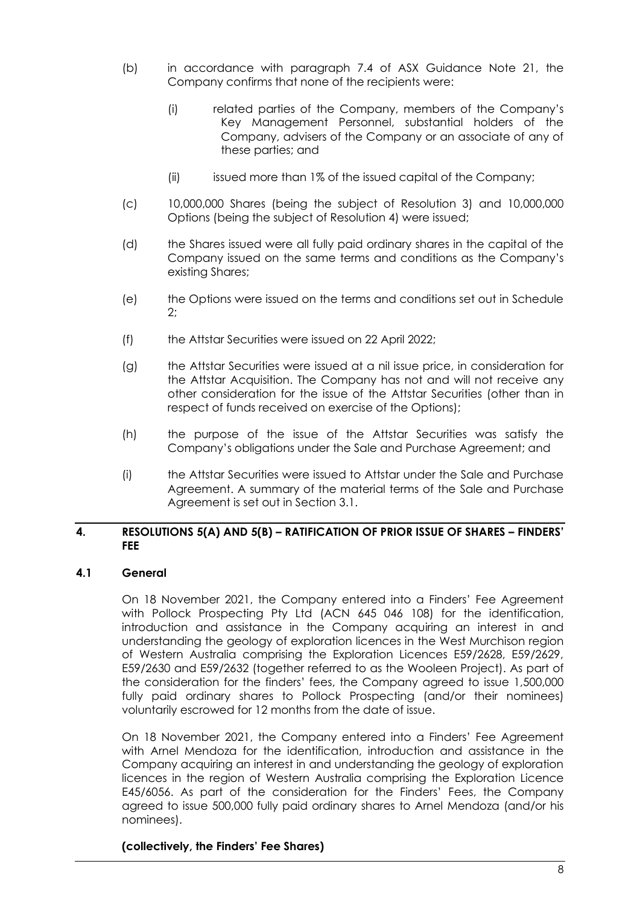(b) in accordance with paragraph 7.4 of ASX Guidance Note 21, the Company confirms that none of the recipients were:

   (i) related parties of the Company, members of the Company's Key Management Personnel, substantial holders of the Company, advisers of the Company or an associate of any of these parties; and

   (ii) issued more than 1% of the issued capital of the Company;

(c) 10,000,000 Shares (being the subject of Resolution 3) and 10,000,000 Options (being the subject of Resolution 4) were issued;

(d) the Shares issued were all fully paid ordinary shares in the capital of the Company issued on the same terms and conditions as the Company's existing Shares;

(e) the Options were issued on the terms and conditions set out in Schedule 2;

(f) the Attstar Securities were issued on 22 April 2022;

(g) the Attstar Securities were issued at a nil issue price, in consideration for the Attstar Acquisition. The Company has not and will not receive any other consideration for the issue of the Attstar Securities (other than in respect of funds received on exercise of the Options);

(h) the purpose of the issue of the Attstar Securities was satisfy the Company's obligations under the Sale and Purchase Agreement; and

(i) the Attstar Securities were issued to Attstar under the Sale and Purchase Agreement. A summary of the material terms of the Sale and Purchase Agreement is set out in Section 3.1.

## 4. RESOLUTIONS 5(A) AND 5(B) – RATIFICATION OF PRIOR ISSUE OF SHARES – FINDERS' FEE

### 4.1 General

On 18 November 2021, the Company entered into a Finders' Fee Agreement with Pollock Prospecting Pty Ltd (ACN 645 046 108) for the identification, introduction and assistance in the Company acquiring an interest in and understanding the geology of exploration licences in the West Murchison region of Western Australia comprising the Exploration Licences E59/2628, E59/2629, E59/2630 and E59/2632 (together referred to as the Wooleen Project). As part of the consideration for the finders' fees, the Company agreed to issue 1,500,000 fully paid ordinary shares to Pollock Prospecting (and/or their nominees) voluntarily escrowed for 12 months from the date of issue.

On 18 November 2021, the Company entered into a Finders' Fee Agreement with Arnel Mendoza for the identification, introduction and assistance in the Company acquiring an interest in and understanding the geology of exploration licences in the region of Western Australia comprising the Exploration Licence E45/6056. As part of the consideration for the Finders' Fees, the Company agreed to issue 500,000 fully paid ordinary shares to Arnel Mendoza (and/or his nominees).

**(collectively, the Finders' Fee Shares)**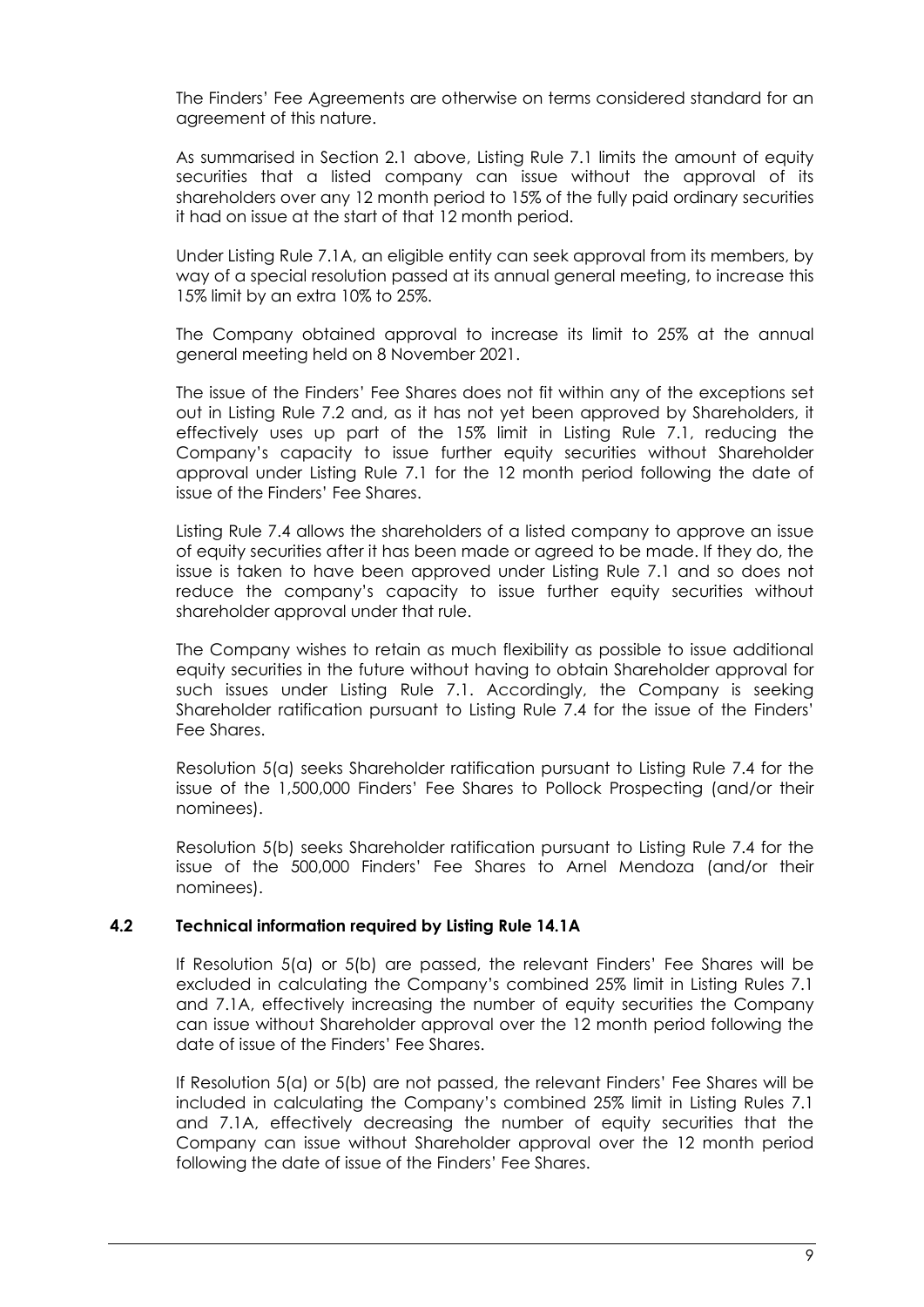The Finders' Fee Agreements are otherwise on terms considered standard for an agreement of this nature.

As summarised in Section 2.1 above, Listing Rule 7.1 limits the amount of equity securities that a listed company can issue without the approval of its shareholders over any 12 month period to 15% of the fully paid ordinary securities it had on issue at the start of that 12 month period.

Under Listing Rule 7.1A, an eligible entity can seek approval from its members, by way of a special resolution passed at its annual general meeting, to increase this 15% limit by an extra 10% to 25%.

The Company obtained approval to increase its limit to 25% at the annual general meeting held on 8 November 2021.

The issue of the Finders' Fee Shares does not fit within any of the exceptions set out in Listing Rule 7.2 and, as it has not yet been approved by Shareholders, it effectively uses up part of the 15% limit in Listing Rule 7.1, reducing the Company's capacity to issue further equity securities without Shareholder approval under Listing Rule 7.1 for the 12 month period following the date of issue of the Finders' Fee Shares.

Listing Rule 7.4 allows the shareholders of a listed company to approve an issue of equity securities after it has been made or agreed to be made. If they do, the issue is taken to have been approved under Listing Rule 7.1 and so does not reduce the company's capacity to issue further equity securities without shareholder approval under that rule.

The Company wishes to retain as much flexibility as possible to issue additional equity securities in the future without having to obtain Shareholder approval for such issues under Listing Rule 7.1. Accordingly, the Company is seeking Shareholder ratification pursuant to Listing Rule 7.4 for the issue of the Finders' Fee Shares.

Resolution 5(a) seeks Shareholder ratification pursuant to Listing Rule 7.4 for the issue of the 1,500,000 Finders' Fee Shares to Pollock Prospecting (and/or their nominees).

Resolution 5(b) seeks Shareholder ratification pursuant to Listing Rule 7.4 for the issue of the 500,000 Finders' Fee Shares to Arnel Mendoza (and/or their nominees).

### 4.2 Technical information required by Listing Rule 14.1A

If Resolution 5(a) or 5(b) are passed, the relevant Finders' Fee Shares will be excluded in calculating the Company's combined 25% limit in Listing Rules 7.1 and 7.1A, effectively increasing the number of equity securities the Company can issue without Shareholder approval over the 12 month period following the date of issue of the Finders' Fee Shares.

If Resolution 5(a) or 5(b) are not passed, the relevant Finders' Fee Shares will be included in calculating the Company's combined 25% limit in Listing Rules 7.1 and 7.1A, effectively decreasing the number of equity securities that the Company can issue without Shareholder approval over the 12 month period following the date of issue of the Finders' Fee Shares.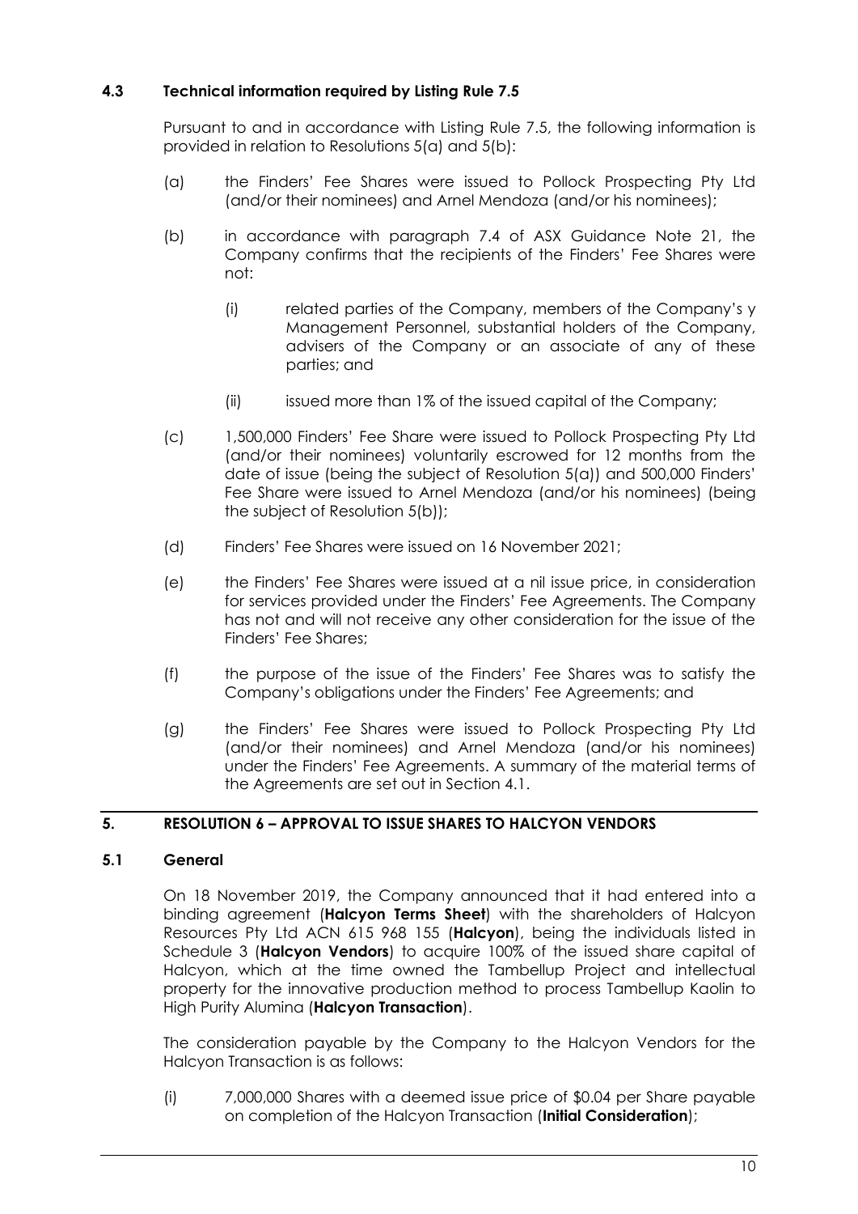### 4.3 Technical information required by Listing Rule 7.5

Pursuant to and in accordance with Listing Rule 7.5, the following information is provided in relation to Resolutions 5(a) and 5(b):

(a) the Finders' Fee Shares were issued to Pollock Prospecting Pty Ltd (and/or their nominees) and Arnel Mendoza (and/or his nominees);

(b) in accordance with paragraph 7.4 of ASX Guidance Note 21, the Company confirms that the recipients of the Finders' Fee Shares were not:

   (i) related parties of the Company, members of the Company's y Management Personnel, substantial holders of the Company, advisers of the Company or an associate of any of these parties; and

   (ii) issued more than 1% of the issued capital of the Company;

(c) 1,500,000 Finders' Fee Share were issued to Pollock Prospecting Pty Ltd (and/or their nominees) voluntarily escrowed for 12 months from the date of issue (being the subject of Resolution 5(a)) and 500,000 Finders' Fee Share were issued to Arnel Mendoza (and/or his nominees) (being the subject of Resolution 5(b));

(d) Finders' Fee Shares were issued on 16 November 2021;

(e) the Finders' Fee Shares were issued at a nil issue price, in consideration for services provided under the Finders' Fee Agreements. The Company has not and will not receive any other consideration for the issue of the Finders' Fee Shares;

(f) the purpose of the issue of the Finders' Fee Shares was to satisfy the Company's obligations under the Finders' Fee Agreements; and

(g) the Finders' Fee Shares were issued to Pollock Prospecting Pty Ltd (and/or their nominees) and Arnel Mendoza (and/or his nominees) under the Finders' Fee Agreements. A summary of the material terms of the Agreements are set out in Section 4.1.

## 5. RESOLUTION 6 – APPROVAL TO ISSUE SHARES TO HALCYON VENDORS

### 5.1 General

On 18 November 2019, the Company announced that it had entered into a binding agreement (**Halcyon Terms Sheet**) with the shareholders of Halcyon Resources Pty Ltd ACN 615 968 155 (**Halcyon**), being the individuals listed in Schedule 3 (**Halcyon Vendors**) to acquire 100% of the issued share capital of Halcyon, which at the time owned the Tambellup Project and intellectual property for the innovative production method to process Tambellup Kaolin to High Purity Alumina (**Halcyon Transaction**).

The consideration payable by the Company to the Halcyon Vendors for the Halcyon Transaction is as follows:

(i) 7,000,000 Shares with a deemed issue price of $0.04 per Share payable on completion of the Halcyon Transaction (**Initial Consideration**);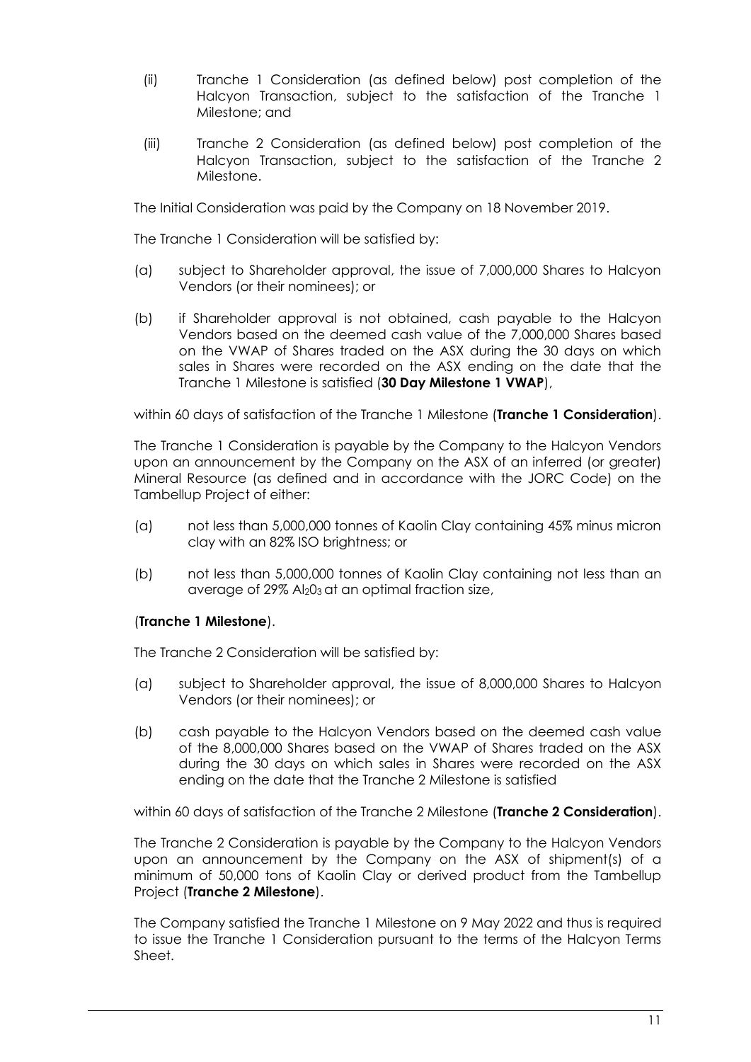(ii) Tranche 1 Consideration (as defined below) post completion of the Halcyon Transaction, subject to the satisfaction of the Tranche 1 Milestone; and

(iii) Tranche 2 Consideration (as defined below) post completion of the Halcyon Transaction, subject to the satisfaction of the Tranche 2 Milestone.

The Initial Consideration was paid by the Company on 18 November 2019.

The Tranche 1 Consideration will be satisfied by:

(a) subject to Shareholder approval, the issue of 7,000,000 Shares to Halcyon Vendors (or their nominees); or

(b) if Shareholder approval is not obtained, cash payable to the Halcyon Vendors based on the deemed cash value of the 7,000,000 Shares based on the VWAP of Shares traded on the ASX during the 30 days on which sales in Shares were recorded on the ASX ending on the date that the Tranche 1 Milestone is satisfied (**30 Day Milestone 1 VWAP**),

within 60 days of satisfaction of the Tranche 1 Milestone (**Tranche 1 Consideration**).

The Tranche 1 Consideration is payable by the Company to the Halcyon Vendors upon an announcement by the Company on the ASX of an inferred (or greater) Mineral Resource (as defined and in accordance with the JORC Code) on the Tambellup Project of either:

(a) not less than 5,000,000 tonnes of Kaolin Clay containing 45% minus micron clay with an 82% ISO brightness; or

(b) not less than 5,000,000 tonnes of Kaolin Clay containing not less than an average of 29% $Al_2O_3$ at an optimal fraction size,

(**Tranche 1 Milestone**).

The Tranche 2 Consideration will be satisfied by:

(a) subject to Shareholder approval, the issue of 8,000,000 Shares to Halcyon Vendors (or their nominees); or

(b) cash payable to the Halcyon Vendors based on the deemed cash value of the 8,000,000 Shares based on the VWAP of Shares traded on the ASX during the 30 days on which sales in Shares were recorded on the ASX ending on the date that the Tranche 2 Milestone is satisfied

within 60 days of satisfaction of the Tranche 2 Milestone (**Tranche 2 Consideration**).

The Tranche 2 Consideration is payable by the Company to the Halcyon Vendors upon an announcement by the Company on the ASX of shipment(s) of a minimum of 50,000 tons of Kaolin Clay or derived product from the Tambellup Project (**Tranche 2 Milestone**).

The Company satisfied the Tranche 1 Milestone on 9 May 2022 and thus is required to issue the Tranche 1 Consideration pursuant to the terms of the Halcyon Terms Sheet.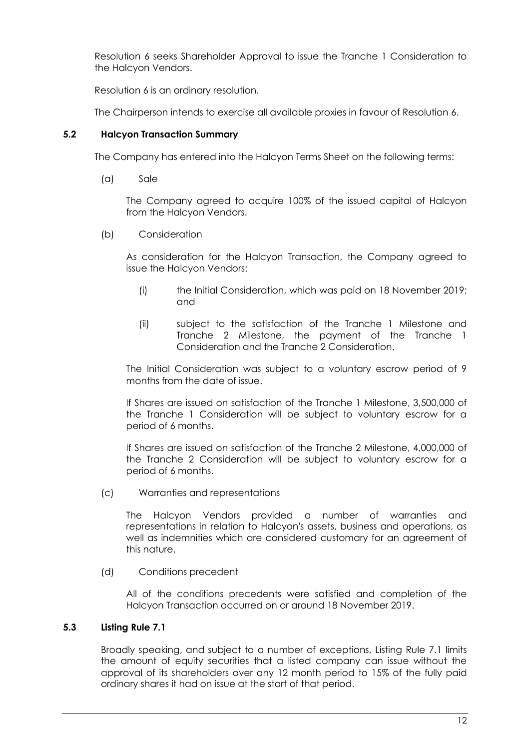Resolution 6 seeks Shareholder Approval to issue the Tranche 1 Consideration to the Halcyon Vendors.

Resolution 6 is an ordinary resolution.

The Chairperson intends to exercise all available proxies in favour of Resolution 6.

### 5.2 Halcyon Transaction Summary

The Company has entered into the Halcyon Terms Sheet on the following terms:

(a) Sale

The Company agreed to acquire 100% of the issued capital of Halcyon from the Halcyon Vendors.

(b) Consideration

As consideration for the Halcyon Transaction, the Company agreed to issue the Halcyon Vendors:

(i) the Initial Consideration, which was paid on 18 November 2019; and

(ii) subject to the satisfaction of the Tranche 1 Milestone and Tranche 2 Milestone, the payment of the Tranche 1 Consideration and the Tranche 2 Consideration.

The Initial Consideration was subject to a voluntary escrow period of 9 months from the date of issue.

If Shares are issued on satisfaction of the Tranche 1 Milestone, 3,500,000 of the Tranche 1 Consideration will be subject to voluntary escrow for a period of 6 months.

If Shares are issued on satisfaction of the Tranche 2 Milestone, 4,000,000 of the Tranche 2 Consideration will be subject to voluntary escrow for a period of 6 months.

(c) Warranties and representations

The Halcyon Vendors provided a number of warranties and representations in relation to Halcyon's assets, business and operations, as well as indemnities which are considered customary for an agreement of this nature.

(d) Conditions precedent

All of the conditions precedents were satisfied and completion of the Halcyon Transaction occurred on or around 18 November 2019.

### 5.3 Listing Rule 7.1

Broadly speaking, and subject to a number of exceptions, Listing Rule 7.1 limits the amount of equity securities that a listed company can issue without the approval of its shareholders over any 12 month period to 15% of the fully paid ordinary shares it had on issue at the start of that period.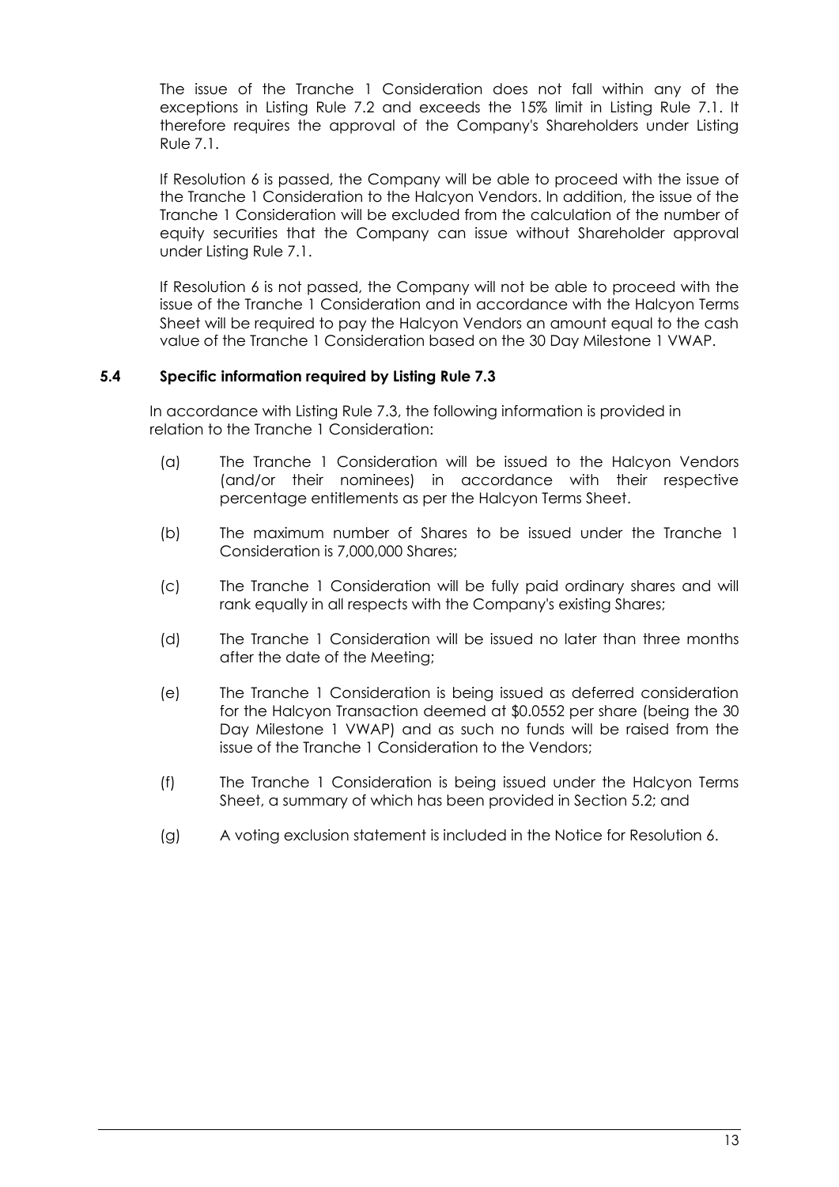The issue of the Tranche 1 Consideration does not fall within any of the exceptions in Listing Rule 7.2 and exceeds the 15% limit in Listing Rule 7.1. It therefore requires the approval of the Company's Shareholders under Listing Rule 7.1.

If Resolution 6 is passed, the Company will be able to proceed with the issue of the Tranche 1 Consideration to the Halcyon Vendors. In addition, the issue of the Tranche 1 Consideration will be excluded from the calculation of the number of equity securities that the Company can issue without Shareholder approval under Listing Rule 7.1.

If Resolution 6 is not passed, the Company will not be able to proceed with the issue of the Tranche 1 Consideration and in accordance with the Halcyon Terms Sheet will be required to pay the Halcyon Vendors an amount equal to the cash value of the Tranche 1 Consideration based on the 30 Day Milestone 1 VWAP.

### 5.4 Specific information required by Listing Rule 7.3

In accordance with Listing Rule 7.3, the following information is provided in relation to the Tranche 1 Consideration:

(a) The Tranche 1 Consideration will be issued to the Halcyon Vendors (and/or their nominees) in accordance with their respective percentage entitlements as per the Halcyon Terms Sheet.

(b) The maximum number of Shares to be issued under the Tranche 1 Consideration is 7,000,000 Shares;

(c) The Tranche 1 Consideration will be fully paid ordinary shares and will rank equally in all respects with the Company's existing Shares;

(d) The Tranche 1 Consideration will be issued no later than three months after the date of the Meeting;

(e) The Tranche 1 Consideration is being issued as deferred consideration for the Halcyon Transaction deemed at $0.0552 per share (being the 30 Day Milestone 1 VWAP) and as such no funds will be raised from the issue of the Tranche 1 Consideration to the Vendors;

(f) The Tranche 1 Consideration is being issued under the Halcyon Terms Sheet, a summary of which has been provided in Section 5.2; and

(g) A voting exclusion statement is included in the Notice for Resolution 6.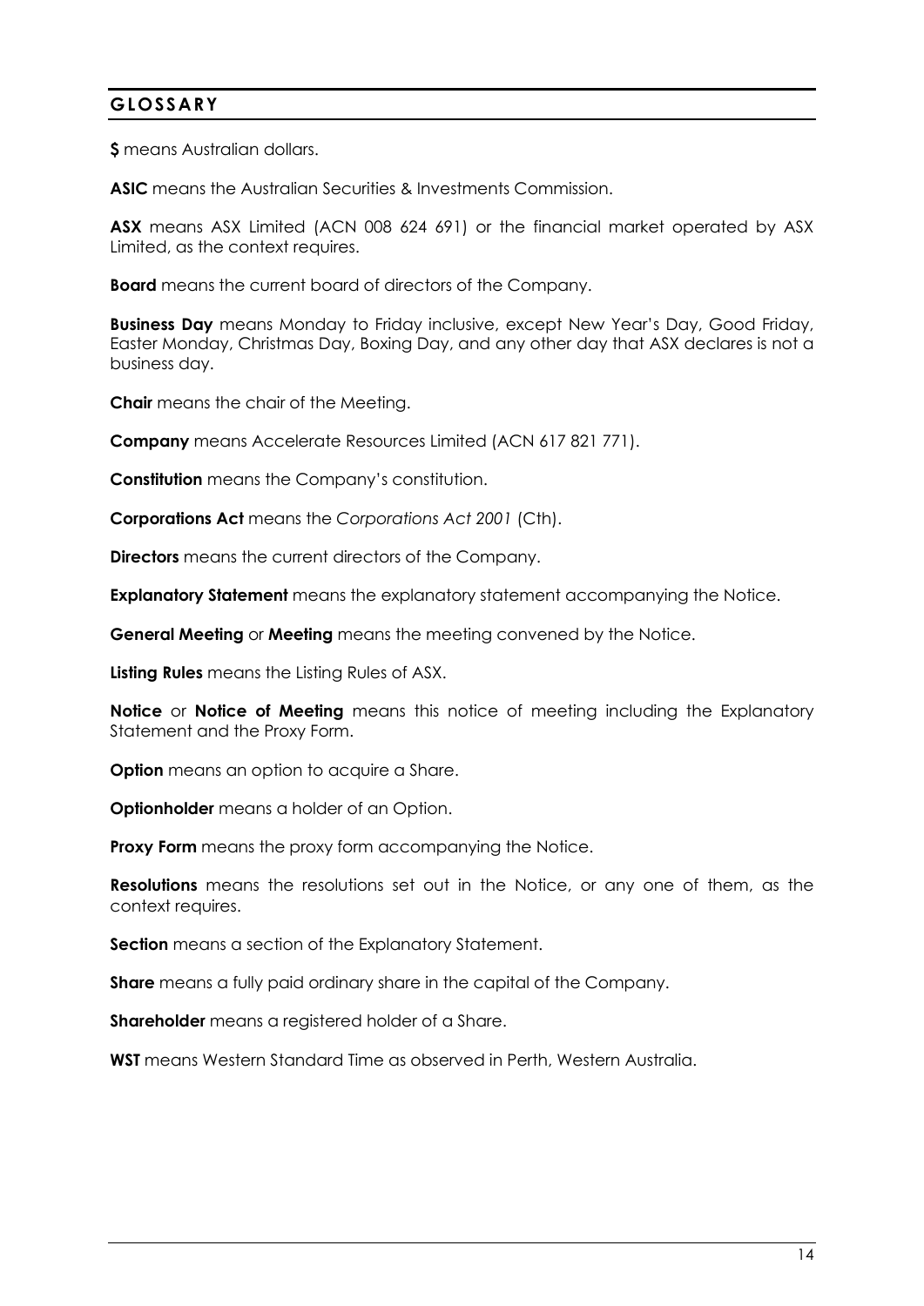## GLOSSARY

**$** means Australian dollars.

**ASIC** means the Australian Securities & Investments Commission.

**ASX** means ASX Limited (ACN 008 624 691) or the financial market operated by ASX Limited, as the context requires.

**Board** means the current board of directors of the Company.

**Business Day** means Monday to Friday inclusive, except New Year's Day, Good Friday, Easter Monday, Christmas Day, Boxing Day, and any other day that ASX declares is not a business day.

**Chair** means the chair of the Meeting.

**Company** means Accelerate Resources Limited (ACN 617 821 771).

**Constitution** means the Company's constitution.

**Corporations Act** means the *Corporations Act 2001* (Cth).

**Directors** means the current directors of the Company.

**Explanatory Statement** means the explanatory statement accompanying the Notice.

**General Meeting** or **Meeting** means the meeting convened by the Notice.

**Listing Rules** means the Listing Rules of ASX.

**Notice** or **Notice of Meeting** means this notice of meeting including the Explanatory Statement and the Proxy Form.

**Option** means an option to acquire a Share.

**Optionholder** means a holder of an Option.

**Proxy Form** means the proxy form accompanying the Notice.

**Resolutions** means the resolutions set out in the Notice, or any one of them, as the context requires.

**Section** means a section of the Explanatory Statement.

**Share** means a fully paid ordinary share in the capital of the Company.

**Shareholder** means a registered holder of a Share.

**WST** means Western Standard Time as observed in Perth, Western Australia.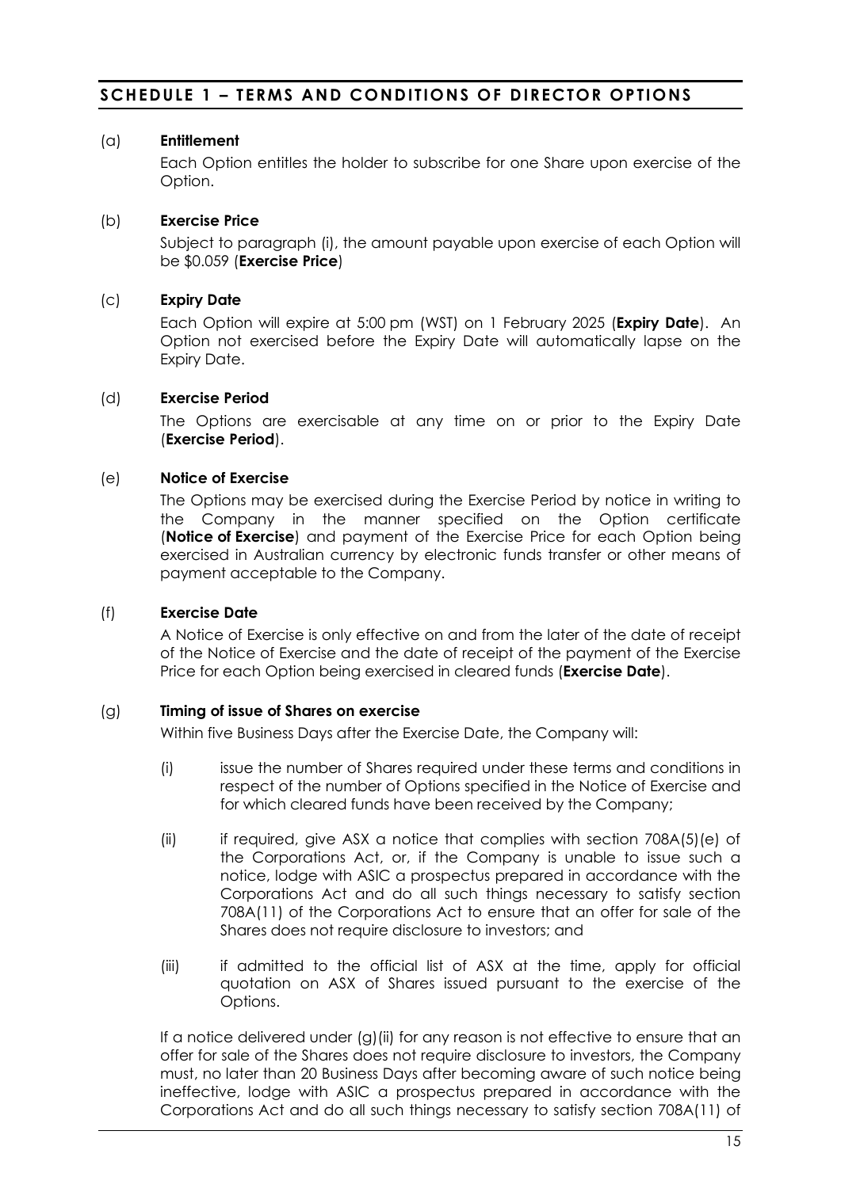## SCHEDULE 1 – TERMS AND CONDITIONS OF DIRECTOR OPTIONS

(a) **Entitlement**

Each Option entitles the holder to subscribe for one Share upon exercise of the Option.

(b) **Exercise Price**

Subject to paragraph (i), the amount payable upon exercise of each Option will be $0.059 (**Exercise Price**)

(c) **Expiry Date**

Each Option will expire at 5:00 pm (WST) on 1 February 2025 (**Expiry Date**). An Option not exercised before the Expiry Date will automatically lapse on the Expiry Date.

(d) **Exercise Period**

The Options are exercisable at any time on or prior to the Expiry Date (**Exercise Period**).

(e) **Notice of Exercise**

The Options may be exercised during the Exercise Period by notice in writing to the Company in the manner specified on the Option certificate (**Notice of Exercise**) and payment of the Exercise Price for each Option being exercised in Australian currency by electronic funds transfer or other means of payment acceptable to the Company.

(f) **Exercise Date**

A Notice of Exercise is only effective on and from the later of the date of receipt of the Notice of Exercise and the date of receipt of the payment of the Exercise Price for each Option being exercised in cleared funds (**Exercise Date**).

(g) **Timing of issue of Shares on exercise**

Within five Business Days after the Exercise Date, the Company will:

(i) issue the number of Shares required under these terms and conditions in respect of the number of Options specified in the Notice of Exercise and for which cleared funds have been received by the Company;

(ii) if required, give ASX a notice that complies with section 708A(5)(e) of the Corporations Act, or, if the Company is unable to issue such a notice, lodge with ASIC a prospectus prepared in accordance with the Corporations Act and do all such things necessary to satisfy section 708A(11) of the Corporations Act to ensure that an offer for sale of the Shares does not require disclosure to investors; and

(iii) if admitted to the official list of ASX at the time, apply for official quotation on ASX of Shares issued pursuant to the exercise of the Options.

If a notice delivered under (g)(ii) for any reason is not effective to ensure that an offer for sale of the Shares does not require disclosure to investors, the Company must, no later than 20 Business Days after becoming aware of such notice being ineffective, lodge with ASIC a prospectus prepared in accordance with the Corporations Act and do all such things necessary to satisfy section 708A(11) of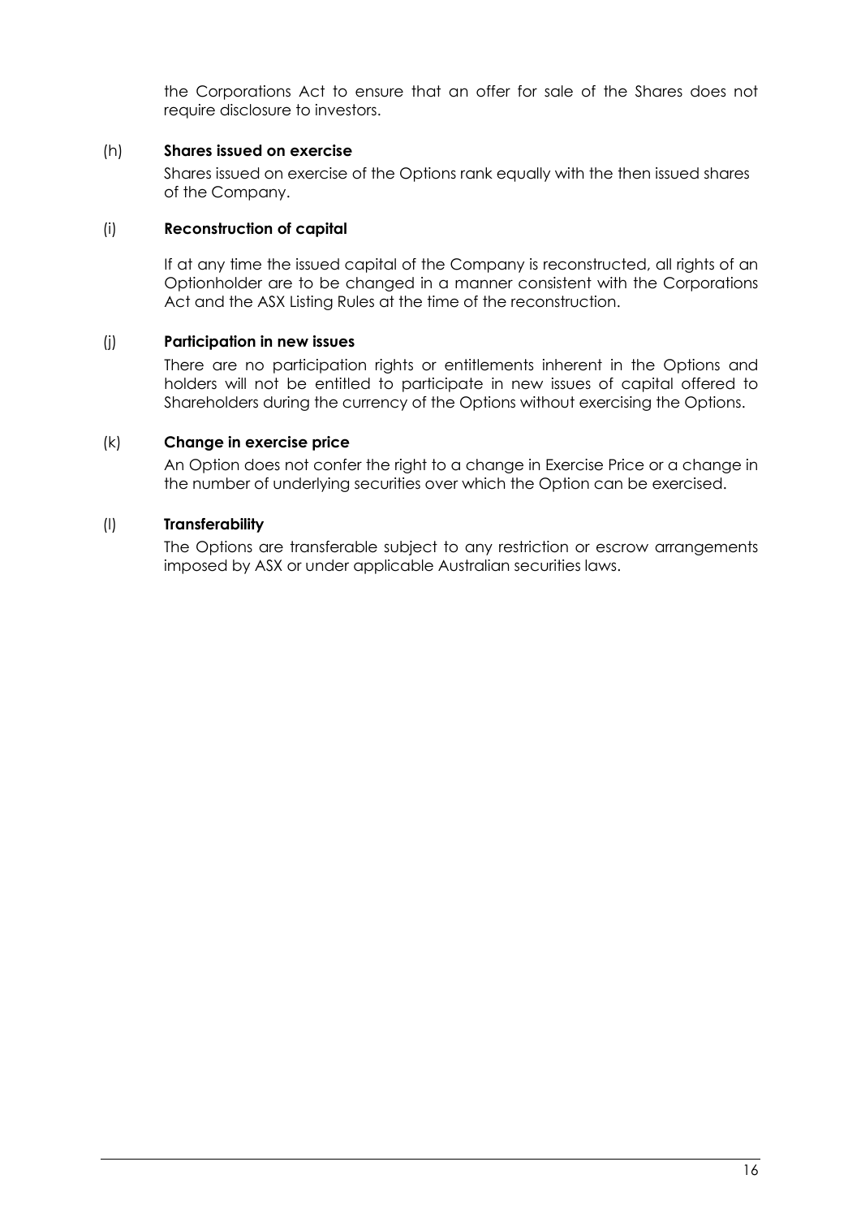the Corporations Act to ensure that an offer for sale of the Shares does not require disclosure to investors.

(h) **Shares issued on exercise**

Shares issued on exercise of the Options rank equally with the then issued shares of the Company.

(i) **Reconstruction of capital**

If at any time the issued capital of the Company is reconstructed, all rights of an Optionholder are to be changed in a manner consistent with the Corporations Act and the ASX Listing Rules at the time of the reconstruction.

(j) **Participation in new issues**

There are no participation rights or entitlements inherent in the Options and holders will not be entitled to participate in new issues of capital offered to Shareholders during the currency of the Options without exercising the Options.

(k) **Change in exercise price**

An Option does not confer the right to a change in Exercise Price or a change in the number of underlying securities over which the Option can be exercised.

(l) **Transferability**

The Options are transferable subject to any restriction or escrow arrangements imposed by ASX or under applicable Australian securities laws.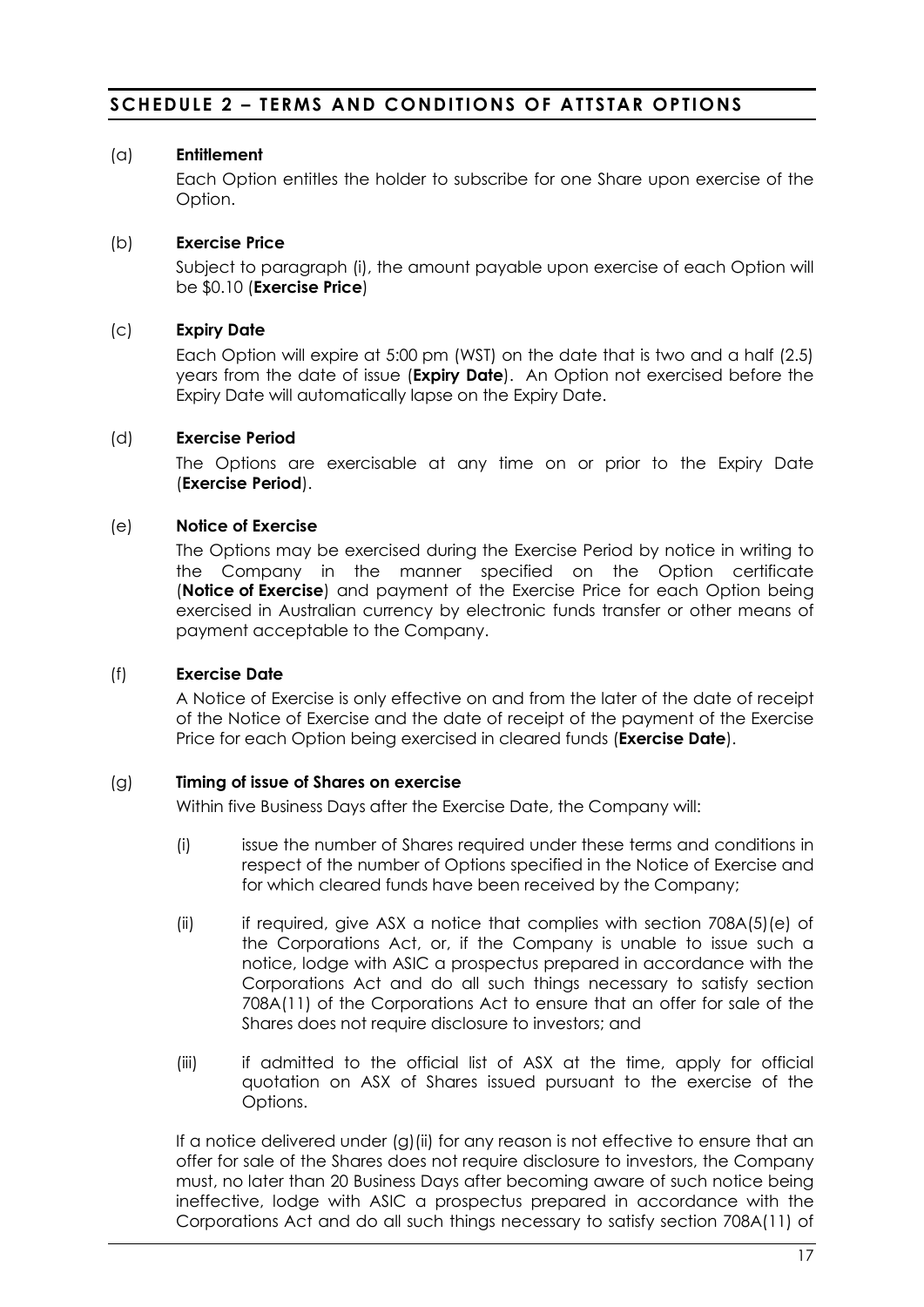## SCHEDULE 2 – TERMS AND CONDITIONS OF ATTSTAR OPTIONS

(a) **Entitlement**

Each Option entitles the holder to subscribe for one Share upon exercise of the Option.

(b) **Exercise Price**

Subject to paragraph (i), the amount payable upon exercise of each Option will be $0.10 (**Exercise Price**)

(c) **Expiry Date**

Each Option will expire at 5:00 pm (WST) on the date that is two and a half (2.5) years from the date of issue (**Expiry Date**). An Option not exercised before the Expiry Date will automatically lapse on the Expiry Date.

(d) **Exercise Period**

The Options are exercisable at any time on or prior to the Expiry Date (**Exercise Period**).

(e) **Notice of Exercise**

The Options may be exercised during the Exercise Period by notice in writing to the Company in the manner specified on the Option certificate (**Notice of Exercise**) and payment of the Exercise Price for each Option being exercised in Australian currency by electronic funds transfer or other means of payment acceptable to the Company.

(f) **Exercise Date**

A Notice of Exercise is only effective on and from the later of the date of receipt of the Notice of Exercise and the date of receipt of the payment of the Exercise Price for each Option being exercised in cleared funds (**Exercise Date**).

(g) **Timing of issue of Shares on exercise**

Within five Business Days after the Exercise Date, the Company will:

(i) issue the number of Shares required under these terms and conditions in respect of the number of Options specified in the Notice of Exercise and for which cleared funds have been received by the Company;

(ii) if required, give ASX a notice that complies with section 708A(5)(e) of the Corporations Act, or, if the Company is unable to issue such a notice, lodge with ASIC a prospectus prepared in accordance with the Corporations Act and do all such things necessary to satisfy section 708A(11) of the Corporations Act to ensure that an offer for sale of the Shares does not require disclosure to investors; and

(iii) if admitted to the official list of ASX at the time, apply for official quotation on ASX of Shares issued pursuant to the exercise of the Options.

If a notice delivered under (g)(ii) for any reason is not effective to ensure that an offer for sale of the Shares does not require disclosure to investors, the Company must, no later than 20 Business Days after becoming aware of such notice being ineffective, lodge with ASIC a prospectus prepared in accordance with the Corporations Act and do all such things necessary to satisfy section 708A(11) of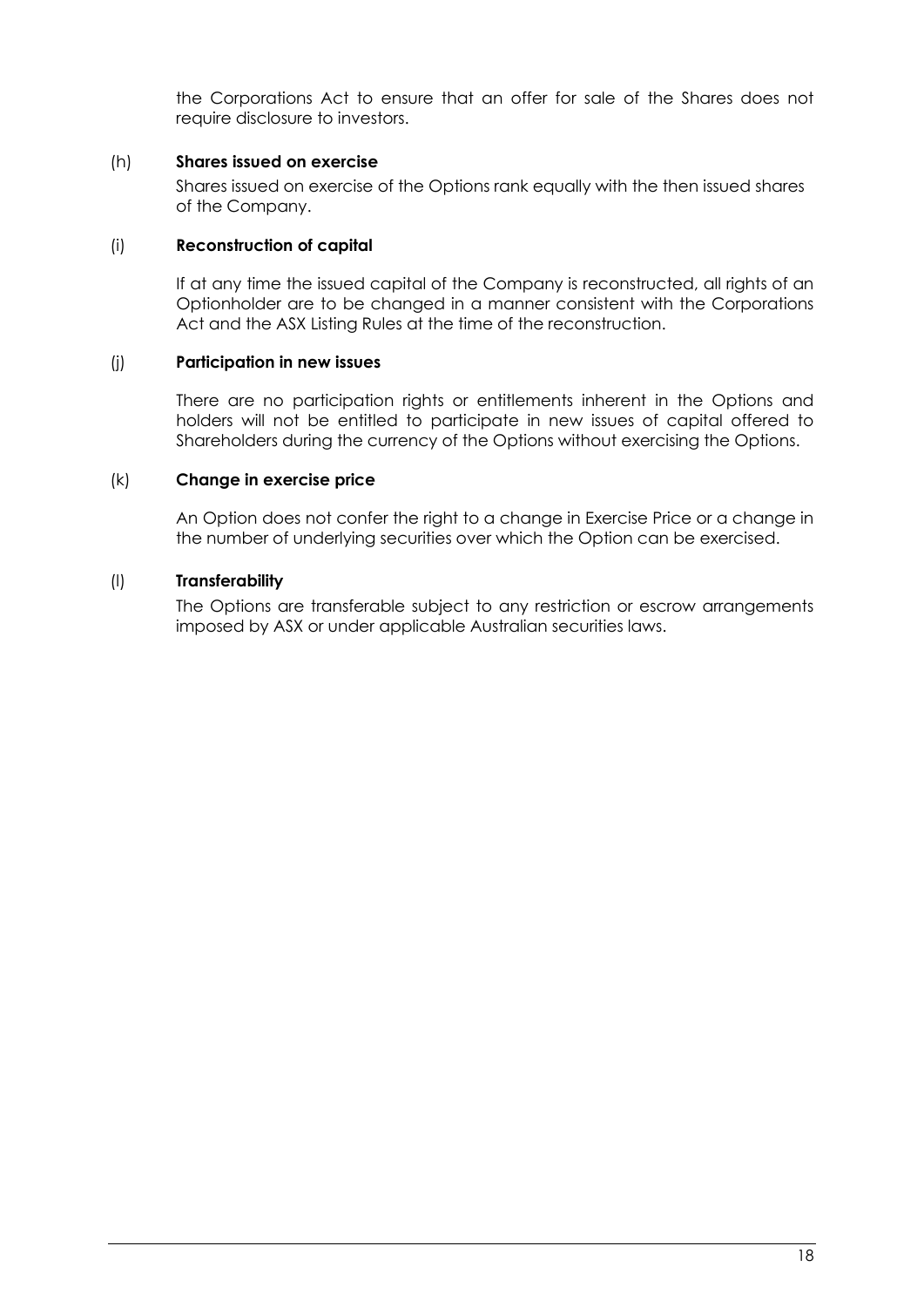the Corporations Act to ensure that an offer for sale of the Shares does not require disclosure to investors.

(h) **Shares issued on exercise**

Shares issued on exercise of the Options rank equally with the then issued shares of the Company.

(i) **Reconstruction of capital**

If at any time the issued capital of the Company is reconstructed, all rights of an Optionholder are to be changed in a manner consistent with the Corporations Act and the ASX Listing Rules at the time of the reconstruction.

(j) **Participation in new issues**

There are no participation rights or entitlements inherent in the Options and holders will not be entitled to participate in new issues of capital offered to Shareholders during the currency of the Options without exercising the Options.

(k) **Change in exercise price**

An Option does not confer the right to a change in Exercise Price or a change in the number of underlying securities over which the Option can be exercised.

(l) **Transferability**

The Options are transferable subject to any restriction or escrow arrangements imposed by ASX or under applicable Australian securities laws.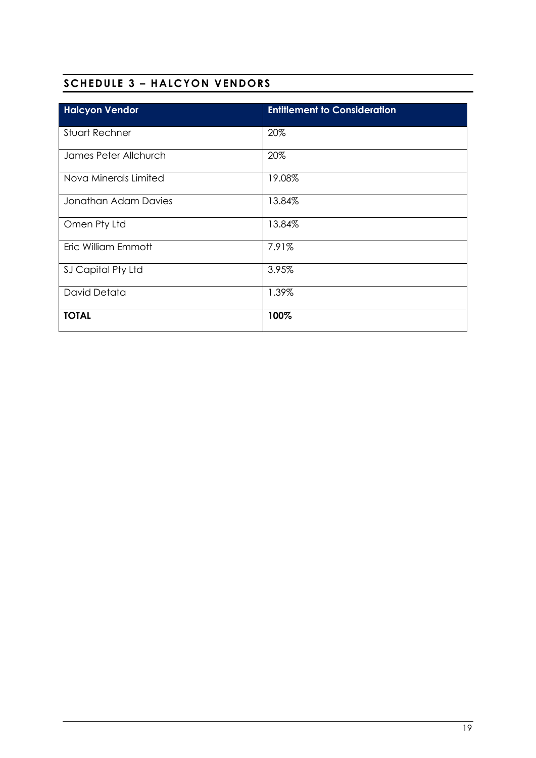## SCHEDULE 3 – HALCYON VENDORS

| Halcyon Vendor | Entitlement to Consideration |
|---|---|
| Stuart Rechner | 20% |
| James Peter Allchurch | 20% |
| Nova Minerals Limited | 19.08% |
| Jonathan Adam Davies | 13.84% |
| Omen Pty Ltd | 13.84% |
| Eric William Emmott | 7.91% |
| SJ Capital Pty Ltd | 3.95% |
| David Detata | 1.39% |
| **TOTAL** | **100%** |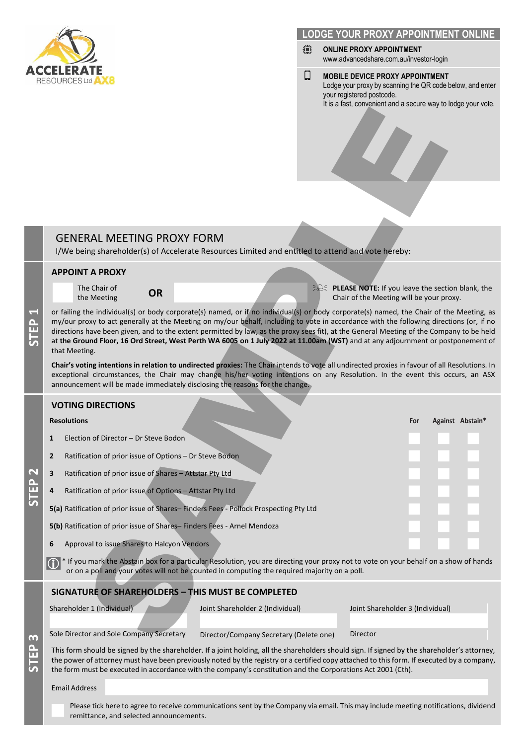ACCELERATE RESOURCES Ltd AX8

## LODGE YOUR PROXY APPOINTMENT ONLINE

**ONLINE PROXY APPOINTMENT**
www.advancedshare.com.au/investor-login

**MOBILE DEVICE PROXY APPOINTMENT**
Lodge your proxy by scanning the QR code below, and enter your registered postcode.
It is a fast, convenient and a secure way to lodge your vote.

# GENERAL MEETING PROXY FORM

I/We being shareholder(s) of Accelerate Resources Limited and entitled to attend and vote hereby:

## STEP 1

### APPOINT A PROXY

The Chair of the Meeting **OR**

**PLEASE NOTE:** If you leave the section blank, the Chair of the Meeting will be your proxy.

or failing the individual(s) or body corporate(s) named, or if no individual(s) or body corporate(s) named, the Chair of the Meeting, as my/our proxy to act generally at the Meeting on my/our behalf, including to vote in accordance with the following directions (or, if no directions have been given, and to the extent permitted by law, as the proxy sees fit), at the General Meeting of the Company to be held at **the Ground Floor, 16 Ord Street, West Perth WA 6005 on 1 July 2022 at 11.00am (WST)** and at any adjournment or postponement of that Meeting.

**Chair's voting intentions in relation to undirected proxies:** The Chair intends to vote all undirected proxies in favour of all Resolutions. In exceptional circumstances, the Chair may change his/her voting intentions on any Resolution. In the event this occurs, an ASX announcement will be made immediately disclosing the reasons for the change.

## STEP 2

### VOTING DIRECTIONS

| | Resolutions | For | Against | Abstain* |
|---|---|---|---|---|
| 1 | Election of Director – Dr Steve Bodon | | | |
| 2 | Ratification of prior issue of Options – Dr Steve Bodon | | | |
| 3 | Ratification of prior issue of Shares – Attstar Pty Ltd | | | |
| 4 | Ratification of prior issue of Options – Attstar Pty Ltd | | | |
| 5(a) | Ratification of prior issue of Shares– Finders Fees - Pollock Prospecting Pty Ltd | | | |
| 5(b) | Ratification of prior issue of Shares– Finders Fees - Arnel Mendoza | | | |
| 6 | Approval to issue Shares to Halcyon Vendors | | | |

* If you mark the Abstain box for a particular Resolution, you are directing your proxy not to vote on your behalf on a show of hands or on a poll and your votes will not be counted in computing the required majority on a poll.

## STEP 3

### SIGNATURE OF SHAREHOLDERS – THIS MUST BE COMPLETED

| Shareholder 1 (Individual) | Joint Shareholder 2 (Individual) | Joint Shareholder 3 (Individual) |
|---|---|---|
| | | |
| Sole Director and Sole Company Secretary | Director/Company Secretary (Delete one) | Director |

This form should be signed by the shareholder. If a joint holding, all the shareholders should sign. If signed by the shareholder's attorney, the power of attorney must have been previously noted by the registry or a certified copy attached to this form. If executed by a company, the form must be executed in accordance with the company's constitution and the Corporations Act 2001 (Cth).

Email Address

Please tick here to agree to receive communications sent by the Company via email. This may include meeting notifications, dividend remittance, and selected announcements.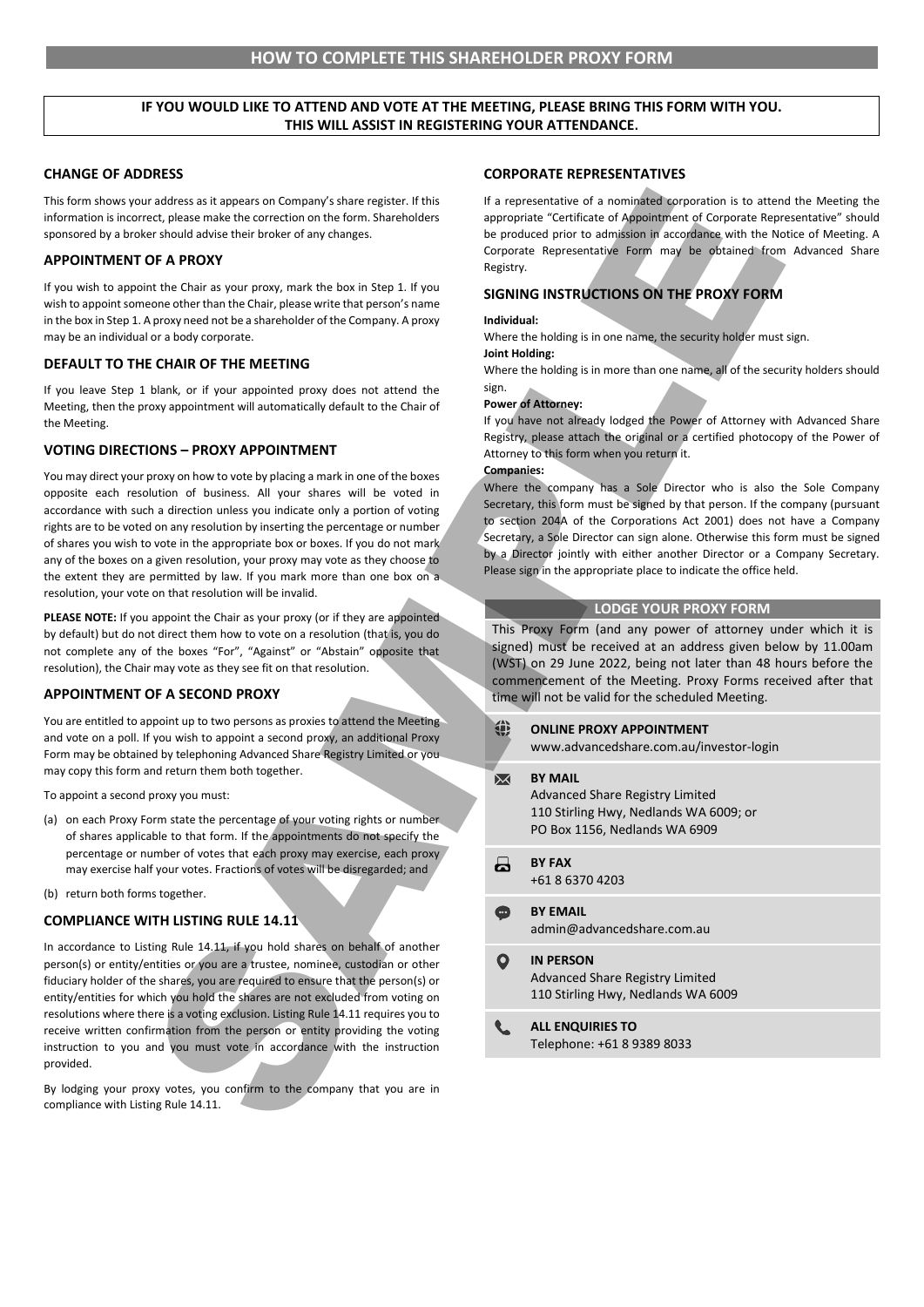## HOW TO COMPLETE THIS SHAREHOLDER PROXY FORM

**IF YOU WOULD LIKE TO ATTEND AND VOTE AT THE MEETING, PLEASE BRING THIS FORM WITH YOU. THIS WILL ASSIST IN REGISTERING YOUR ATTENDANCE.**

### CHANGE OF ADDRESS

This form shows your address as it appears on Company's share register. If this information is incorrect, please make the correction on the form. Shareholders sponsored by a broker should advise their broker of any changes.

### APPOINTMENT OF A PROXY

If you wish to appoint the Chair as your proxy, mark the box in Step 1. If you wish to appoint someone other than the Chair, please write that person's name in the box in Step 1. A proxy need not be a shareholder of the Company. A proxy may be an individual or a body corporate.

### DEFAULT TO THE CHAIR OF THE MEETING

If you leave Step 1 blank, or if your appointed proxy does not attend the Meeting, then the proxy appointment will automatically default to the Chair of the Meeting.

### VOTING DIRECTIONS – PROXY APPOINTMENT

You may direct your proxy on how to vote by placing a mark in one of the boxes opposite each resolution of business. All your shares will be voted in accordance with such a direction unless you indicate only a portion of voting rights are to be voted on any resolution by inserting the percentage or number of shares you wish to vote in the appropriate box or boxes. If you do not mark any of the boxes on a given resolution, your proxy may vote as they choose to the extent they are permitted by law. If you mark more than one box on a resolution, your vote on that resolution will be invalid.

**PLEASE NOTE:** If you appoint the Chair as your proxy (or if they are appointed by default) but do not direct them how to vote on a resolution (that is, you do not complete any of the boxes "For", "Against" or "Abstain" opposite that resolution), the Chair may vote as they see fit on that resolution.

### APPOINTMENT OF A SECOND PROXY

You are entitled to appoint up to two persons as proxies to attend the Meeting and vote on a poll. If you wish to appoint a second proxy, an additional Proxy Form may be obtained by telephoning Advanced Share Registry Limited or you may copy this form and return them both together.

To appoint a second proxy you must:

(a) on each Proxy Form state the percentage of your voting rights or number of shares applicable to that form. If the appointments do not specify the percentage or number of votes that each proxy may exercise, each proxy may exercise half your votes. Fractions of votes will be disregarded; and

(b) return both forms together.

### COMPLIANCE WITH LISTING RULE 14.11

In accordance to Listing Rule 14.11, if you hold shares on behalf of another person(s) or entity/entities or you are a trustee, nominee, custodian or other fiduciary holder of the shares, you are required to ensure that the person(s) or entity/entities for which you hold the shares are not excluded from voting on resolutions where there is a voting exclusion. Listing Rule 14.11 requires you to receive written confirmation from the person or entity providing the voting instruction to you and you must vote in accordance with the instruction provided.

By lodging your proxy votes, you confirm to the company that you are in compliance with Listing Rule 14.11.

### CORPORATE REPRESENTATIVES

If a representative of a nominated corporation is to attend the Meeting the appropriate "Certificate of Appointment of Corporate Representative" should be produced prior to admission in accordance with the Notice of Meeting. A Corporate Representative Form may be obtained from Advanced Share Registry.

### SIGNING INSTRUCTIONS ON THE PROXY FORM

**Individual:**
Where the holding is in one name, the security holder must sign.

**Joint Holding:**
Where the holding is in more than one name, all of the security holders should sign.

**Power of Attorney:**
If you have not already lodged the Power of Attorney with Advanced Share Registry, please attach the original or a certified photocopy of the Power of Attorney to this form when you return it.

**Companies:**
Where the company has a Sole Director who is also the Sole Company Secretary, this form must be signed by that person. If the company (pursuant to section 204A of the Corporations Act 2001) does not have a Company Secretary, a Sole Director can sign alone. Otherwise this form must be signed by a Director jointly with either another Director or a Company Secretary. Please sign in the appropriate place to indicate the office held.

### LODGE YOUR PROXY FORM

This Proxy Form (and any power of attorney under which it is signed) must be received at an address given below by 11.00am (WST) on 29 June 2022, being not later than 48 hours before the commencement of the Meeting. Proxy Forms received after that time will not be valid for the scheduled Meeting.

**ONLINE PROXY APPOINTMENT**
www.advancedshare.com.au/investor-login

**BY MAIL**
Advanced Share Registry Limited
110 Stirling Hwy, Nedlands WA 6009; or
PO Box 1156, Nedlands WA 6909

**BY FAX**
+61 8 6370 4203

**BY EMAIL**
admin@advancedshare.com.au

**IN PERSON**
Advanced Share Registry Limited
110 Stirling Hwy, Nedlands WA 6009

**ALL ENQUIRIES TO**
Telephone: +61 8 9389 8033